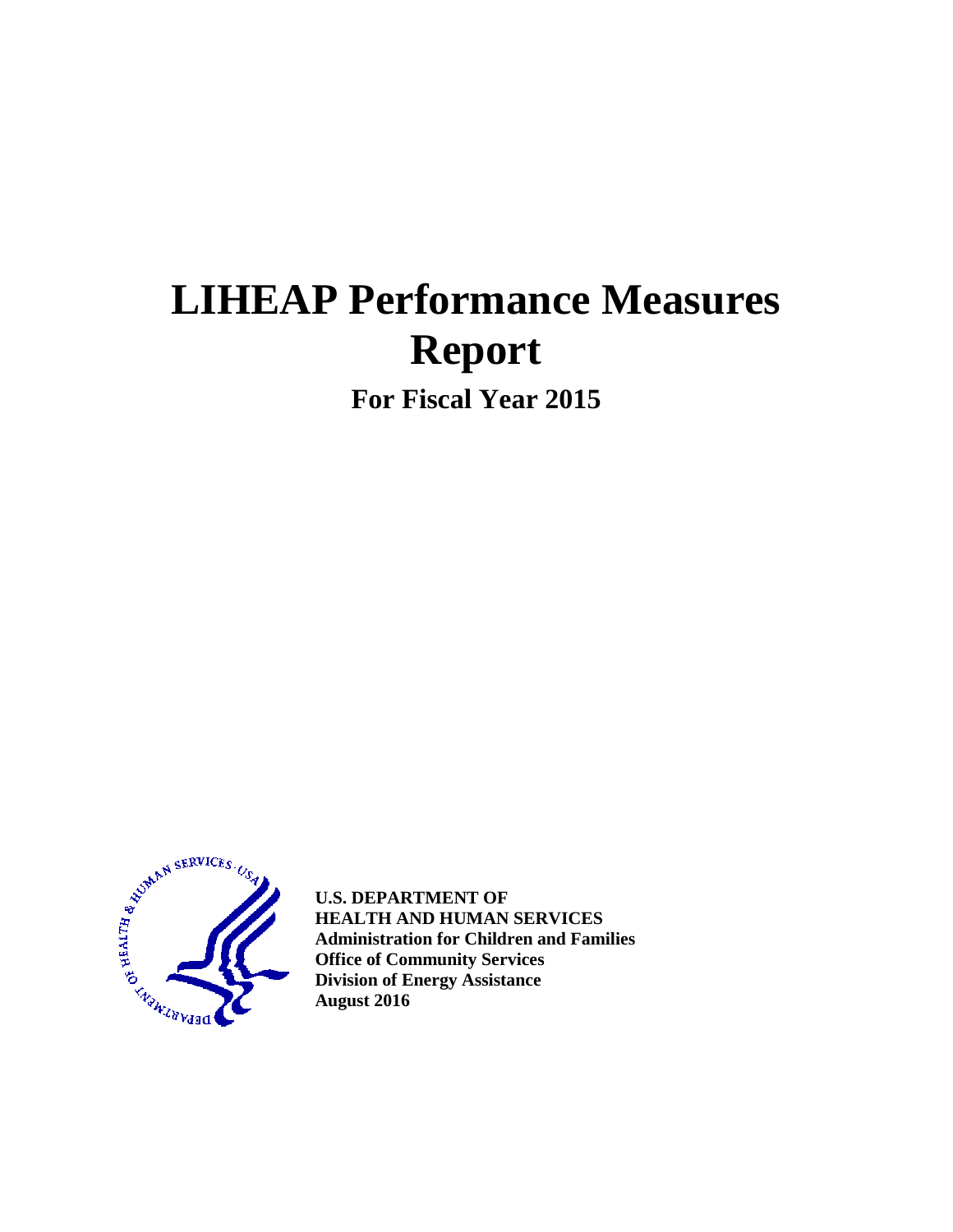# LIHEAP Performance Measures Report

## For Fiscal Year 2015

**U.S. DEPARTMENT OF**
**HEALTH AND HUMAN SERVICES**
**Administration for Children and Families**
**Office of Community Services**
**Division of Energy Assistance**
**August 2016**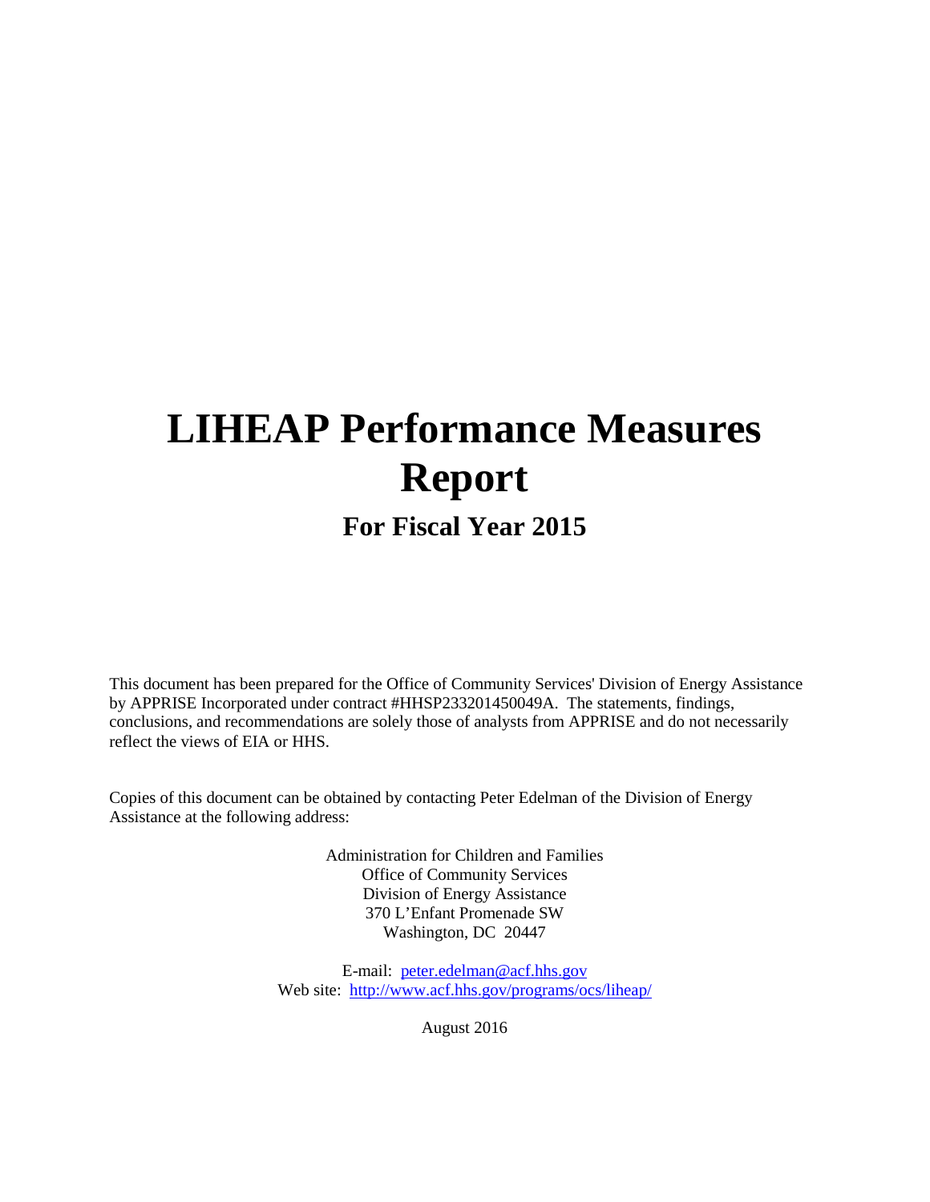# LIHEAP Performance Measures Report

## For Fiscal Year 2015

This document has been prepared for the Office of Community Services' Division of Energy Assistance by APPRISE Incorporated under contract #HHSP233201450049A. The statements, findings, conclusions, and recommendations are solely those of analysts from APPRISE and do not necessarily reflect the views of EIA or HHS.

Copies of this document can be obtained by contacting Peter Edelman of the Division of Energy Assistance at the following address:

Administration for Children and Families
Office of Community Services
Division of Energy Assistance
370 L'Enfant Promenade SW
Washington, DC 20447

E-mail: [peter.edelman@acf.hhs.gov](mailto:peter.edelman@acf.hhs.gov)
Web site: [http://www.acf.hhs.gov/programs/ocs/liheap/](http://www.acf.hhs.gov/programs/ocs/liheap/)

August 2016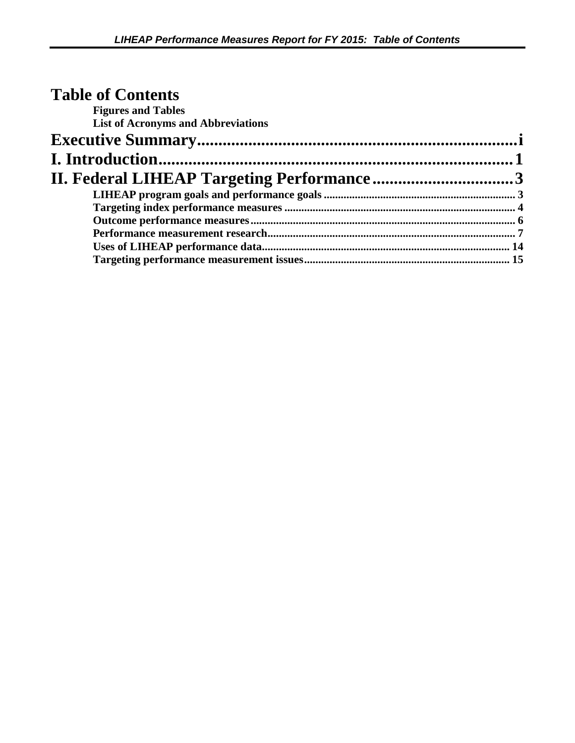# Table of Contents

**Figures and Tables**

**List of Acronyms and Abbreviations**

**Executive Summary** ........................................................................ i

**I. Introduction** ........................................................................ 1

**II. Federal LIHEAP Targeting Performance** ................................ 3

- **LIHEAP program goals and performance goals** ........................................ 3
- **Targeting index performance measures** ........................................ 4
- **Outcome performance measures** ........................................ 6
- **Performance measurement research** ........................................ 7
- **Uses of LIHEAP performance data** ........................................ 14
- **Targeting performance measurement issues** ........................................ 15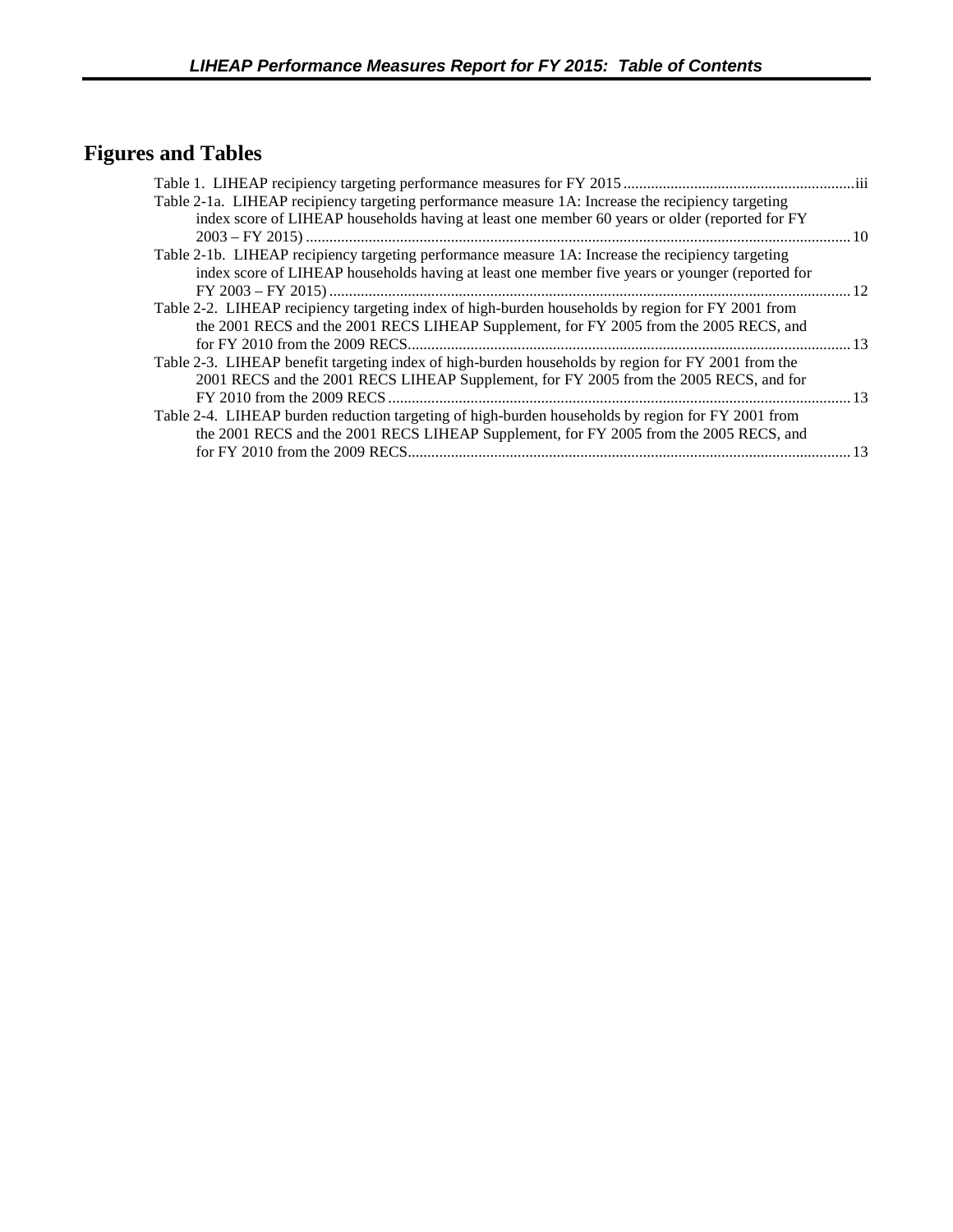# Figures and Tables

Table 1. LIHEAP recipiency targeting performance measures for FY 2015 ........ iii

Table 2-1a. LIHEAP recipiency targeting performance measure 1A: Increase the recipiency targeting index score of LIHEAP households having at least one member 60 years or older (reported for FY 2003 – FY 2015) ........ 10

Table 2-1b. LIHEAP recipiency targeting performance measure 1A: Increase the recipiency targeting index score of LIHEAP households having at least one member five years or younger (reported for FY 2003 – FY 2015) ........ 12

Table 2-2. LIHEAP recipiency targeting index of high-burden households by region for FY 2001 from the 2001 RECS and the 2001 RECS LIHEAP Supplement, for FY 2005 from the 2005 RECS, and for FY 2010 from the 2009 RECS ........ 13

Table 2-3. LIHEAP benefit targeting index of high-burden households by region for FY 2001 from the 2001 RECS and the 2001 RECS LIHEAP Supplement, for FY 2005 from the 2005 RECS, and for FY 2010 from the 2009 RECS ........ 13

Table 2-4. LIHEAP burden reduction targeting of high-burden households by region for FY 2001 from the 2001 RECS and the 2001 RECS LIHEAP Supplement, for FY 2005 from the 2005 RECS, and for FY 2010 from the 2009 RECS ........ 13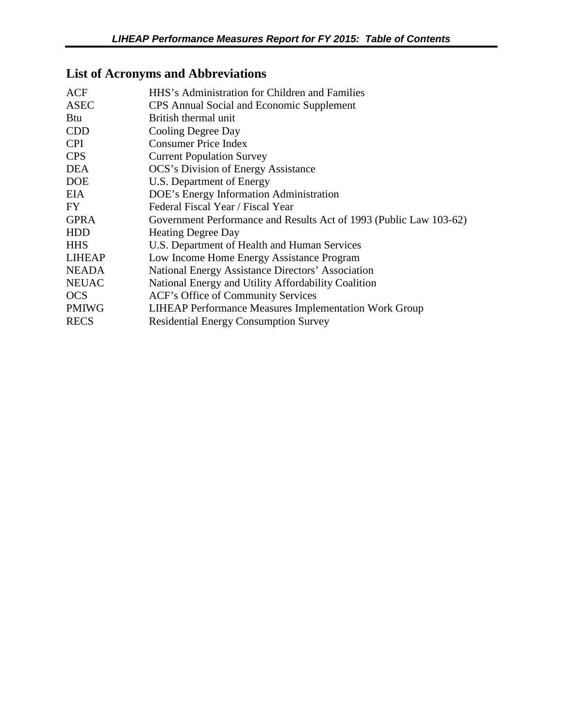## List of Acronyms and Abbreviations

| | |
|---|---|
| ACF | HHS's Administration for Children and Families |
| ASEC | CPS Annual Social and Economic Supplement |
| Btu | British thermal unit |
| CDD | Cooling Degree Day |
| CPI | Consumer Price Index |
| CPS | Current Population Survey |
| DEA | OCS's Division of Energy Assistance |
| DOE | U.S. Department of Energy |
| EIA | DOE's Energy Information Administration |
| FY | Federal Fiscal Year / Fiscal Year |
| GPRA | Government Performance and Results Act of 1993 (Public Law 103-62) |
| HDD | Heating Degree Day |
| HHS | U.S. Department of Health and Human Services |
| LIHEAP | Low Income Home Energy Assistance Program |
| NEADA | National Energy Assistance Directors' Association |
| NEUAC | National Energy and Utility Affordability Coalition |
| OCS | ACF's Office of Community Services |
| PMIWG | LIHEAP Performance Measures Implementation Work Group |
| RECS | Residential Energy Consumption Survey |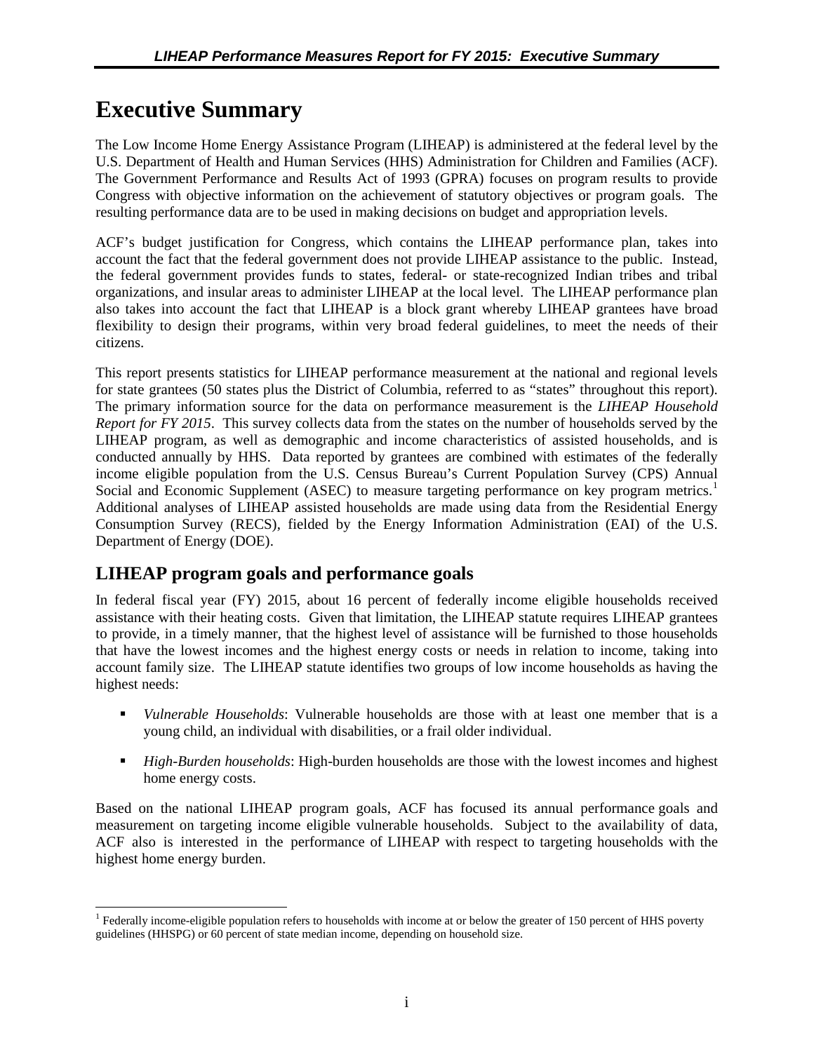# Executive Summary

The Low Income Home Energy Assistance Program (LIHEAP) is administered at the federal level by the U.S. Department of Health and Human Services (HHS) Administration for Children and Families (ACF). The Government Performance and Results Act of 1993 (GPRA) focuses on program results to provide Congress with objective information on the achievement of statutory objectives or program goals. The resulting performance data are to be used in making decisions on budget and appropriation levels.

ACF's budget justification for Congress, which contains the LIHEAP performance plan, takes into account the fact that the federal government does not provide LIHEAP assistance to the public. Instead, the federal government provides funds to states, federal- or state-recognized Indian tribes and tribal organizations, and insular areas to administer LIHEAP at the local level. The LIHEAP performance plan also takes into account the fact that LIHEAP is a block grant whereby LIHEAP grantees have broad flexibility to design their programs, within very broad federal guidelines, to meet the needs of their citizens.

This report presents statistics for LIHEAP performance measurement at the national and regional levels for state grantees (50 states plus the District of Columbia, referred to as "states" throughout this report). The primary information source for the data on performance measurement is the *LIHEAP Household Report for FY 2015*. This survey collects data from the states on the number of households served by the LIHEAP program, as well as demographic and income characteristics of assisted households, and is conducted annually by HHS. Data reported by grantees are combined with estimates of the federally income eligible population from the U.S. Census Bureau's Current Population Survey (CPS) Annual Social and Economic Supplement (ASEC) to measure targeting performance on key program metrics.[1] Additional analyses of LIHEAP assisted households are made using data from the Residential Energy Consumption Survey (RECS), fielded by the Energy Information Administration (EAI) of the U.S. Department of Energy (DOE).

## LIHEAP program goals and performance goals

In federal fiscal year (FY) 2015, about 16 percent of federally income eligible households received assistance with their heating costs. Given that limitation, the LIHEAP statute requires LIHEAP grantees to provide, in a timely manner, that the highest level of assistance will be furnished to those households that have the lowest incomes and the highest energy costs or needs in relation to income, taking into account family size. The LIHEAP statute identifies two groups of low income households as having the highest needs:

- *Vulnerable Households*: Vulnerable households are those with at least one member that is a young child, an individual with disabilities, or a frail older individual.
- *High-Burden households*: High-burden households are those with the lowest incomes and highest home energy costs.

Based on the national LIHEAP program goals, ACF has focused its annual performance goals and measurement on targeting income eligible vulnerable households. Subject to the availability of data, ACF also is interested in the performance of LIHEAP with respect to targeting households with the highest home energy burden.

---

[1] Federally income-eligible population refers to households with income at or below the greater of 150 percent of HHS poverty guidelines (HHSPG) or 60 percent of state median income, depending on household size.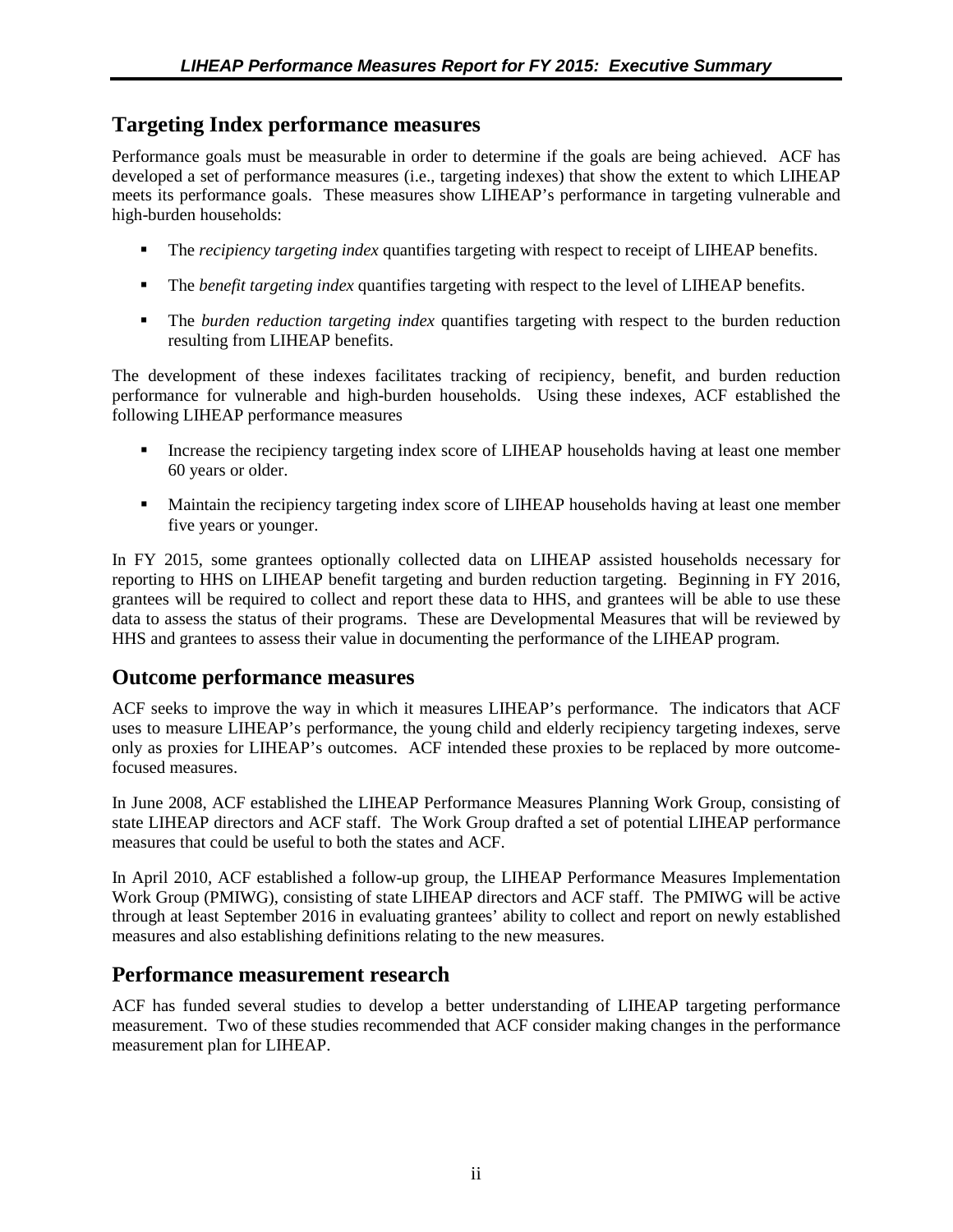## Targeting Index performance measures

Performance goals must be measurable in order to determine if the goals are being achieved. ACF has developed a set of performance measures (i.e., targeting indexes) that show the extent to which LIHEAP meets its performance goals. These measures show LIHEAP's performance in targeting vulnerable and high-burden households:

- The *recipiency targeting index* quantifies targeting with respect to receipt of LIHEAP benefits.
- The *benefit targeting index* quantifies targeting with respect to the level of LIHEAP benefits.
- The *burden reduction targeting index* quantifies targeting with respect to the burden reduction resulting from LIHEAP benefits.

The development of these indexes facilitates tracking of recipiency, benefit, and burden reduction performance for vulnerable and high-burden households. Using these indexes, ACF established the following LIHEAP performance measures

- Increase the recipiency targeting index score of LIHEAP households having at least one member 60 years or older.
- Maintain the recipiency targeting index score of LIHEAP households having at least one member five years or younger.

In FY 2015, some grantees optionally collected data on LIHEAP assisted households necessary for reporting to HHS on LIHEAP benefit targeting and burden reduction targeting. Beginning in FY 2016, grantees will be required to collect and report these data to HHS, and grantees will be able to use these data to assess the status of their programs. These are Developmental Measures that will be reviewed by HHS and grantees to assess their value in documenting the performance of the LIHEAP program.

## Outcome performance measures

ACF seeks to improve the way in which it measures LIHEAP's performance. The indicators that ACF uses to measure LIHEAP's performance, the young child and elderly recipiency targeting indexes, serve only as proxies for LIHEAP's outcomes. ACF intended these proxies to be replaced by more outcome-focused measures.

In June 2008, ACF established the LIHEAP Performance Measures Planning Work Group, consisting of state LIHEAP directors and ACF staff. The Work Group drafted a set of potential LIHEAP performance measures that could be useful to both the states and ACF.

In April 2010, ACF established a follow-up group, the LIHEAP Performance Measures Implementation Work Group (PMIWG), consisting of state LIHEAP directors and ACF staff. The PMIWG will be active through at least September 2016 in evaluating grantees' ability to collect and report on newly established measures and also establishing definitions relating to the new measures.

## Performance measurement research

ACF has funded several studies to develop a better understanding of LIHEAP targeting performance measurement. Two of these studies recommended that ACF consider making changes in the performance measurement plan for LIHEAP.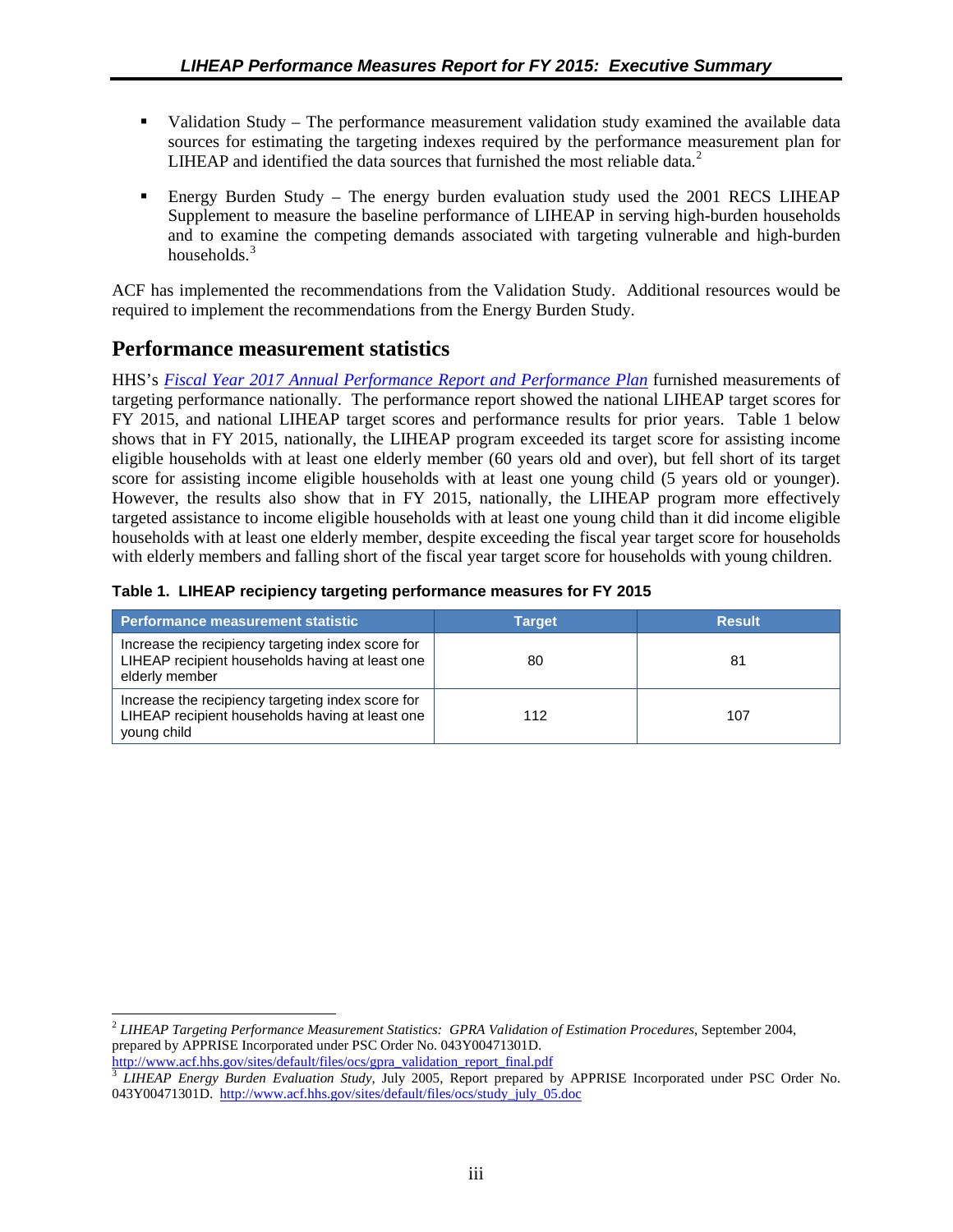- Validation Study – The performance measurement validation study examined the available data sources for estimating the targeting indexes required by the performance measurement plan for LIHEAP and identified the data sources that furnished the most reliable data.[2]
- Energy Burden Study – The energy burden evaluation study used the 2001 RECS LIHEAP Supplement to measure the baseline performance of LIHEAP in serving high-burden households and to examine the competing demands associated with targeting vulnerable and high-burden households.[3]

ACF has implemented the recommendations from the Validation Study. Additional resources would be required to implement the recommendations from the Energy Burden Study.

## Performance measurement statistics

HHS's *Fiscal Year 2017 Annual Performance Report and Performance Plan* furnished measurements of targeting performance nationally. The performance report showed the national LIHEAP target scores for FY 2015, and national LIHEAP target scores and performance results for prior years. Table 1 below shows that in FY 2015, nationally, the LIHEAP program exceeded its target score for assisting income eligible households with at least one elderly member (60 years old and over), but fell short of its target score for assisting income eligible households with at least one young child (5 years old or younger). However, the results also show that in FY 2015, nationally, the LIHEAP program more effectively targeted assistance to income eligible households with at least one young child than it did income eligible households with at least one elderly member, despite exceeding the fiscal year target score for households with elderly members and falling short of the fiscal year target score for households with young children.

**Table 1. LIHEAP recipiency targeting performance measures for FY 2015**

| Performance measurement statistic | Target | Result |
|---|---|---|
| Increase the recipiency targeting index score for LIHEAP recipient households having at least one elderly member | 80 | 81 |
| Increase the recipiency targeting index score for LIHEAP recipient households having at least one young child | 112 | 107 |

---

[2] *LIHEAP Targeting Performance Measurement Statistics: GPRA Validation of Estimation Procedures*, September 2004, prepared by APPRISE Incorporated under PSC Order No. 043Y00471301D. http://www.acf.hhs.gov/sites/default/files/ocs/gpra_validation_report_final.pdf

[3] *LIHEAP Energy Burden Evaluation Study*, July 2005, Report prepared by APPRISE Incorporated under PSC Order No. 043Y00471301D. http://www.acf.hhs.gov/sites/default/files/ocs/study_july_05.doc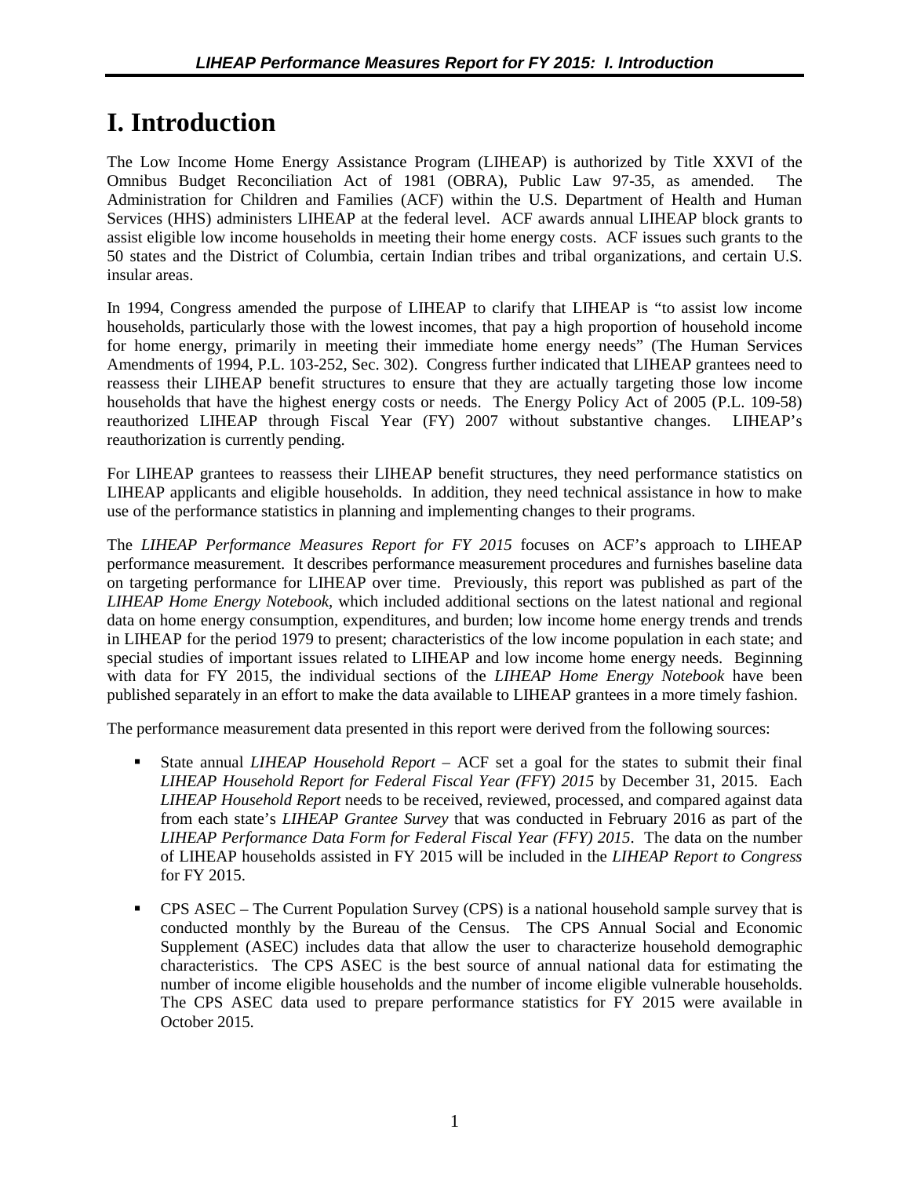# I. Introduction

The Low Income Home Energy Assistance Program (LIHEAP) is authorized by Title XXVI of the Omnibus Budget Reconciliation Act of 1981 (OBRA), Public Law 97-35, as amended. The Administration for Children and Families (ACF) within the U.S. Department of Health and Human Services (HHS) administers LIHEAP at the federal level. ACF awards annual LIHEAP block grants to assist eligible low income households in meeting their home energy costs. ACF issues such grants to the 50 states and the District of Columbia, certain Indian tribes and tribal organizations, and certain U.S. insular areas.

In 1994, Congress amended the purpose of LIHEAP to clarify that LIHEAP is "to assist low income households, particularly those with the lowest incomes, that pay a high proportion of household income for home energy, primarily in meeting their immediate home energy needs" (The Human Services Amendments of 1994, P.L. 103-252, Sec. 302). Congress further indicated that LIHEAP grantees need to reassess their LIHEAP benefit structures to ensure that they are actually targeting those low income households that have the highest energy costs or needs. The Energy Policy Act of 2005 (P.L. 109-58) reauthorized LIHEAP through Fiscal Year (FY) 2007 without substantive changes. LIHEAP's reauthorization is currently pending.

For LIHEAP grantees to reassess their LIHEAP benefit structures, they need performance statistics on LIHEAP applicants and eligible households. In addition, they need technical assistance in how to make use of the performance statistics in planning and implementing changes to their programs.

The *LIHEAP Performance Measures Report for FY 2015* focuses on ACF's approach to LIHEAP performance measurement. It describes performance measurement procedures and furnishes baseline data on targeting performance for LIHEAP over time. Previously, this report was published as part of the *LIHEAP Home Energy Notebook*, which included additional sections on the latest national and regional data on home energy consumption, expenditures, and burden; low income home energy trends and trends in LIHEAP for the period 1979 to present; characteristics of the low income population in each state; and special studies of important issues related to LIHEAP and low income home energy needs. Beginning with data for FY 2015, the individual sections of the *LIHEAP Home Energy Notebook* have been published separately in an effort to make the data available to LIHEAP grantees in a more timely fashion.

The performance measurement data presented in this report were derived from the following sources:

- State annual *LIHEAP Household Report* – ACF set a goal for the states to submit their final *LIHEAP Household Report for Federal Fiscal Year (FFY) 2015* by December 31, 2015. Each *LIHEAP Household Report* needs to be received, reviewed, processed, and compared against data from each state's *LIHEAP Grantee Survey* that was conducted in February 2016 as part of the *LIHEAP Performance Data Form for Federal Fiscal Year (FFY) 2015*. The data on the number of LIHEAP households assisted in FY 2015 will be included in the *LIHEAP Report to Congress* for FY 2015.

- CPS ASEC – The Current Population Survey (CPS) is a national household sample survey that is conducted monthly by the Bureau of the Census. The CPS Annual Social and Economic Supplement (ASEC) includes data that allow the user to characterize household demographic characteristics. The CPS ASEC is the best source of annual national data for estimating the number of income eligible households and the number of income eligible vulnerable households. The CPS ASEC data used to prepare performance statistics for FY 2015 were available in October 2015.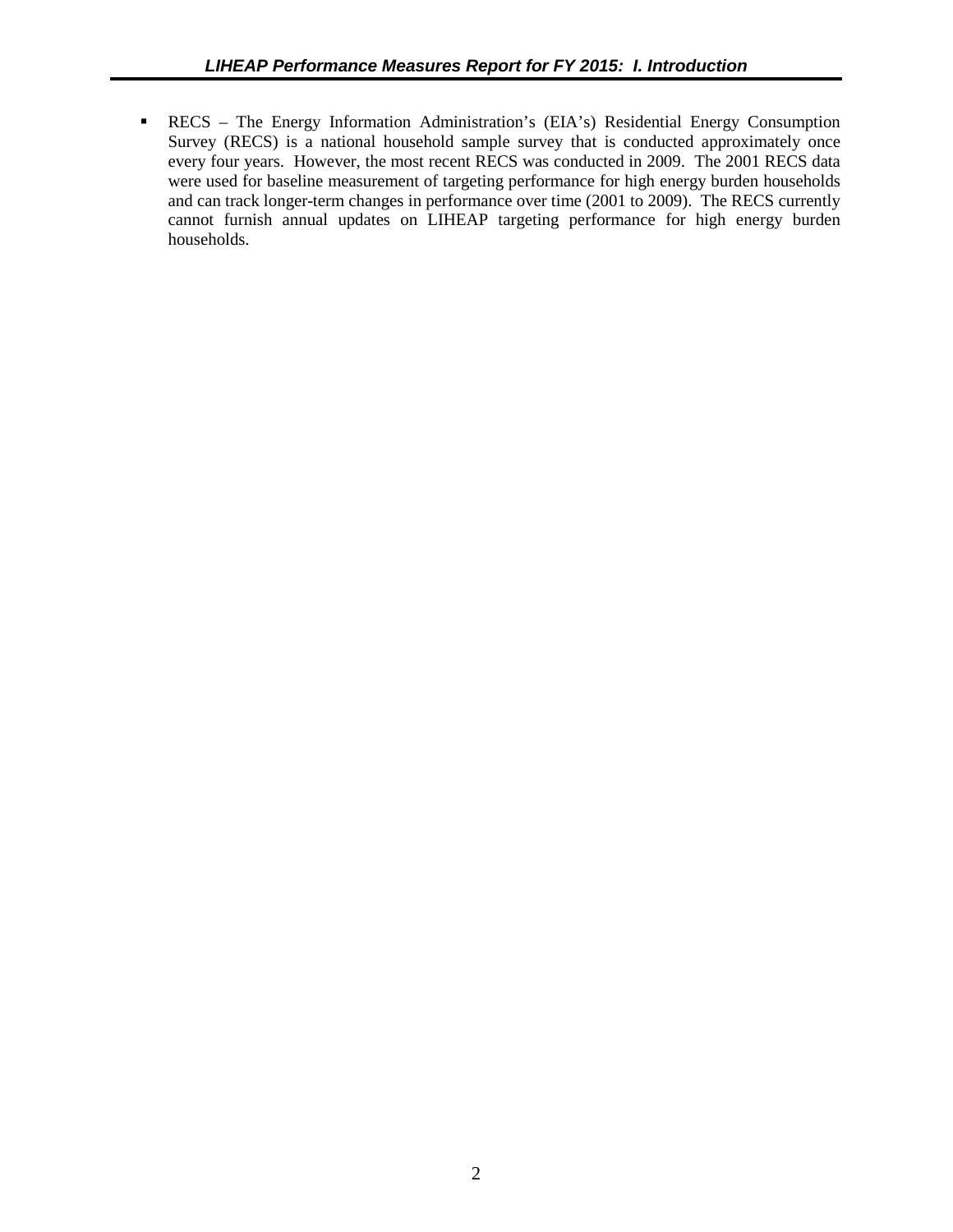- RECS – The Energy Information Administration's (EIA's) Residential Energy Consumption Survey (RECS) is a national household sample survey that is conducted approximately once every four years. However, the most recent RECS was conducted in 2009. The 2001 RECS data were used for baseline measurement of targeting performance for high energy burden households and can track longer-term changes in performance over time (2001 to 2009). The RECS currently cannot furnish annual updates on LIHEAP targeting performance for high energy burden households.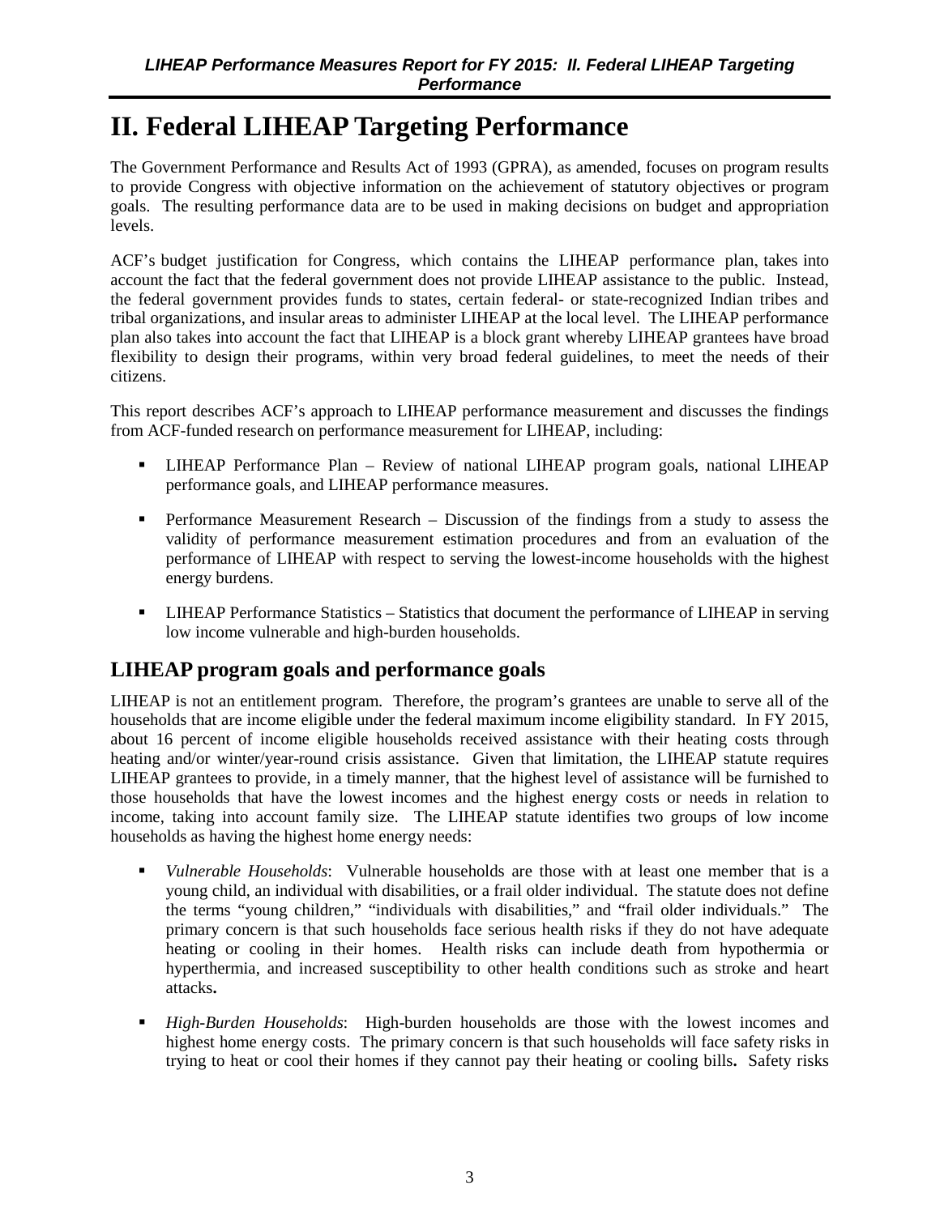# II. Federal LIHEAP Targeting Performance

The Government Performance and Results Act of 1993 (GPRA), as amended, focuses on program results to provide Congress with objective information on the achievement of statutory objectives or program goals. The resulting performance data are to be used in making decisions on budget and appropriation levels.

ACF's budget justification for Congress, which contains the LIHEAP performance plan, takes into account the fact that the federal government does not provide LIHEAP assistance to the public. Instead, the federal government provides funds to states, certain federal- or state-recognized Indian tribes and tribal organizations, and insular areas to administer LIHEAP at the local level. The LIHEAP performance plan also takes into account the fact that LIHEAP is a block grant whereby LIHEAP grantees have broad flexibility to design their programs, within very broad federal guidelines, to meet the needs of their citizens.

This report describes ACF's approach to LIHEAP performance measurement and discusses the findings from ACF-funded research on performance measurement for LIHEAP, including:

- LIHEAP Performance Plan – Review of national LIHEAP program goals, national LIHEAP performance goals, and LIHEAP performance measures.
- Performance Measurement Research – Discussion of the findings from a study to assess the validity of performance measurement estimation procedures and from an evaluation of the performance of LIHEAP with respect to serving the lowest-income households with the highest energy burdens.
- LIHEAP Performance Statistics – Statistics that document the performance of LIHEAP in serving low income vulnerable and high-burden households.

## LIHEAP program goals and performance goals

LIHEAP is not an entitlement program. Therefore, the program's grantees are unable to serve all of the households that are income eligible under the federal maximum income eligibility standard. In FY 2015, about 16 percent of income eligible households received assistance with their heating costs through heating and/or winter/year-round crisis assistance. Given that limitation, the LIHEAP statute requires LIHEAP grantees to provide, in a timely manner, that the highest level of assistance will be furnished to those households that have the lowest incomes and the highest energy costs or needs in relation to income, taking into account family size. The LIHEAP statute identifies two groups of low income households as having the highest home energy needs:

- *Vulnerable Households*: Vulnerable households are those with at least one member that is a young child, an individual with disabilities, or a frail older individual. The statute does not define the terms "young children," "individuals with disabilities," and "frail older individuals." The primary concern is that such households face serious health risks if they do not have adequate heating or cooling in their homes. Health risks can include death from hypothermia or hyperthermia, and increased susceptibility to other health conditions such as stroke and heart attacks.
- *High-Burden Households*: High-burden households are those with the lowest incomes and highest home energy costs. The primary concern is that such households will face safety risks in trying to heat or cool their homes if they cannot pay their heating or cooling bills. Safety risks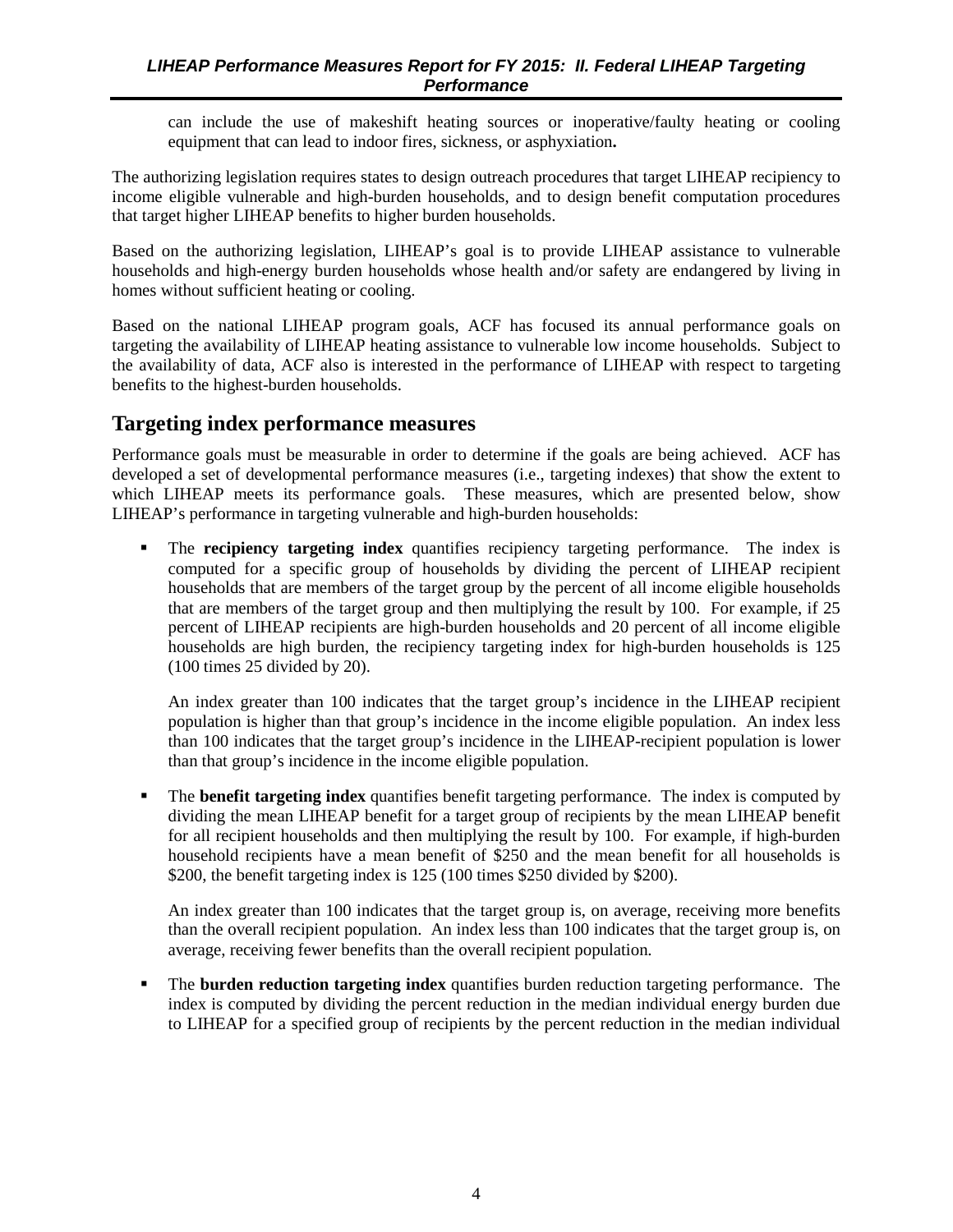can include the use of makeshift heating sources or inoperative/faulty heating or cooling equipment that can lead to indoor fires, sickness, or asphyxiation**.**

The authorizing legislation requires states to design outreach procedures that target LIHEAP recipiency to income eligible vulnerable and high-burden households, and to design benefit computation procedures that target higher LIHEAP benefits to higher burden households.

Based on the authorizing legislation, LIHEAP's goal is to provide LIHEAP assistance to vulnerable households and high-energy burden households whose health and/or safety are endangered by living in homes without sufficient heating or cooling.

Based on the national LIHEAP program goals, ACF has focused its annual performance goals on targeting the availability of LIHEAP heating assistance to vulnerable low income households. Subject to the availability of data, ACF also is interested in the performance of LIHEAP with respect to targeting benefits to the highest-burden households.

## Targeting index performance measures

Performance goals must be measurable in order to determine if the goals are being achieved. ACF has developed a set of developmental performance measures (i.e., targeting indexes) that show the extent to which LIHEAP meets its performance goals. These measures, which are presented below, show LIHEAP's performance in targeting vulnerable and high-burden households:

- The **recipiency targeting index** quantifies recipiency targeting performance. The index is computed for a specific group of households by dividing the percent of LIHEAP recipient households that are members of the target group by the percent of all income eligible households that are members of the target group and then multiplying the result by 100. For example, if 25 percent of LIHEAP recipients are high-burden households and 20 percent of all income eligible households are high burden, the recipiency targeting index for high-burden households is 125 (100 times 25 divided by 20).

  An index greater than 100 indicates that the target group's incidence in the LIHEAP recipient population is higher than that group's incidence in the income eligible population. An index less than 100 indicates that the target group's incidence in the LIHEAP-recipient population is lower than that group's incidence in the income eligible population.

- The **benefit targeting index** quantifies benefit targeting performance. The index is computed by dividing the mean LIHEAP benefit for a target group of recipients by the mean LIHEAP benefit for all recipient households and then multiplying the result by 100. For example, if high-burden household recipients have a mean benefit of $250 and the mean benefit for all households is $200, the benefit targeting index is 125 (100 times $250 divided by $200).

  An index greater than 100 indicates that the target group is, on average, receiving more benefits than the overall recipient population. An index less than 100 indicates that the target group is, on average, receiving fewer benefits than the overall recipient population.

- The **burden reduction targeting index** quantifies burden reduction targeting performance. The index is computed by dividing the percent reduction in the median individual energy burden due to LIHEAP for a specified group of recipients by the percent reduction in the median individual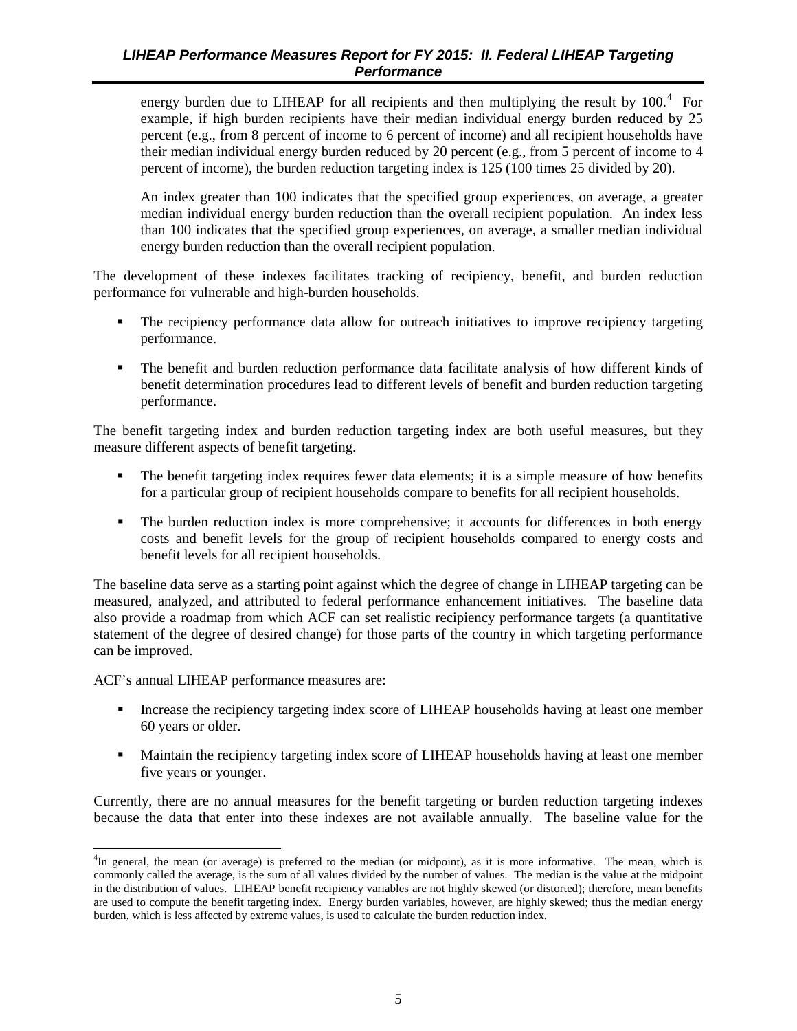energy burden due to LIHEAP for all recipients and then multiplying the result by 100.[4] For example, if high burden recipients have their median individual energy burden reduced by 25 percent (e.g., from 8 percent of income to 6 percent of income) and all recipient households have their median individual energy burden reduced by 20 percent (e.g., from 5 percent of income to 4 percent of income), the burden reduction targeting index is 125 (100 times 25 divided by 20).

An index greater than 100 indicates that the specified group experiences, on average, a greater median individual energy burden reduction than the overall recipient population. An index less than 100 indicates that the specified group experiences, on average, a smaller median individual energy burden reduction than the overall recipient population.

The development of these indexes facilitates tracking of recipiency, benefit, and burden reduction performance for vulnerable and high-burden households.

- The recipiency performance data allow for outreach initiatives to improve recipiency targeting performance.
- The benefit and burden reduction performance data facilitate analysis of how different kinds of benefit determination procedures lead to different levels of benefit and burden reduction targeting performance.

The benefit targeting index and burden reduction targeting index are both useful measures, but they measure different aspects of benefit targeting.

- The benefit targeting index requires fewer data elements; it is a simple measure of how benefits for a particular group of recipient households compare to benefits for all recipient households.
- The burden reduction index is more comprehensive; it accounts for differences in both energy costs and benefit levels for the group of recipient households compared to energy costs and benefit levels for all recipient households.

The baseline data serve as a starting point against which the degree of change in LIHEAP targeting can be measured, analyzed, and attributed to federal performance enhancement initiatives. The baseline data also provide a roadmap from which ACF can set realistic recipiency performance targets (a quantitative statement of the degree of desired change) for those parts of the country in which targeting performance can be improved.

ACF's annual LIHEAP performance measures are:

- Increase the recipiency targeting index score of LIHEAP households having at least one member 60 years or older.
- Maintain the recipiency targeting index score of LIHEAP households having at least one member five years or younger.

Currently, there are no annual measures for the benefit targeting or burden reduction targeting indexes because the data that enter into these indexes are not available annually. The baseline value for the

[4] In general, the mean (or average) is preferred to the median (or midpoint), as it is more informative. The mean, which is commonly called the average, is the sum of all values divided by the number of values. The median is the value at the midpoint in the distribution of values. LIHEAP benefit recipiency variables are not highly skewed (or distorted); therefore, mean benefits are used to compute the benefit targeting index. Energy burden variables, however, are highly skewed; thus the median energy burden, which is less affected by extreme values, is used to calculate the burden reduction index.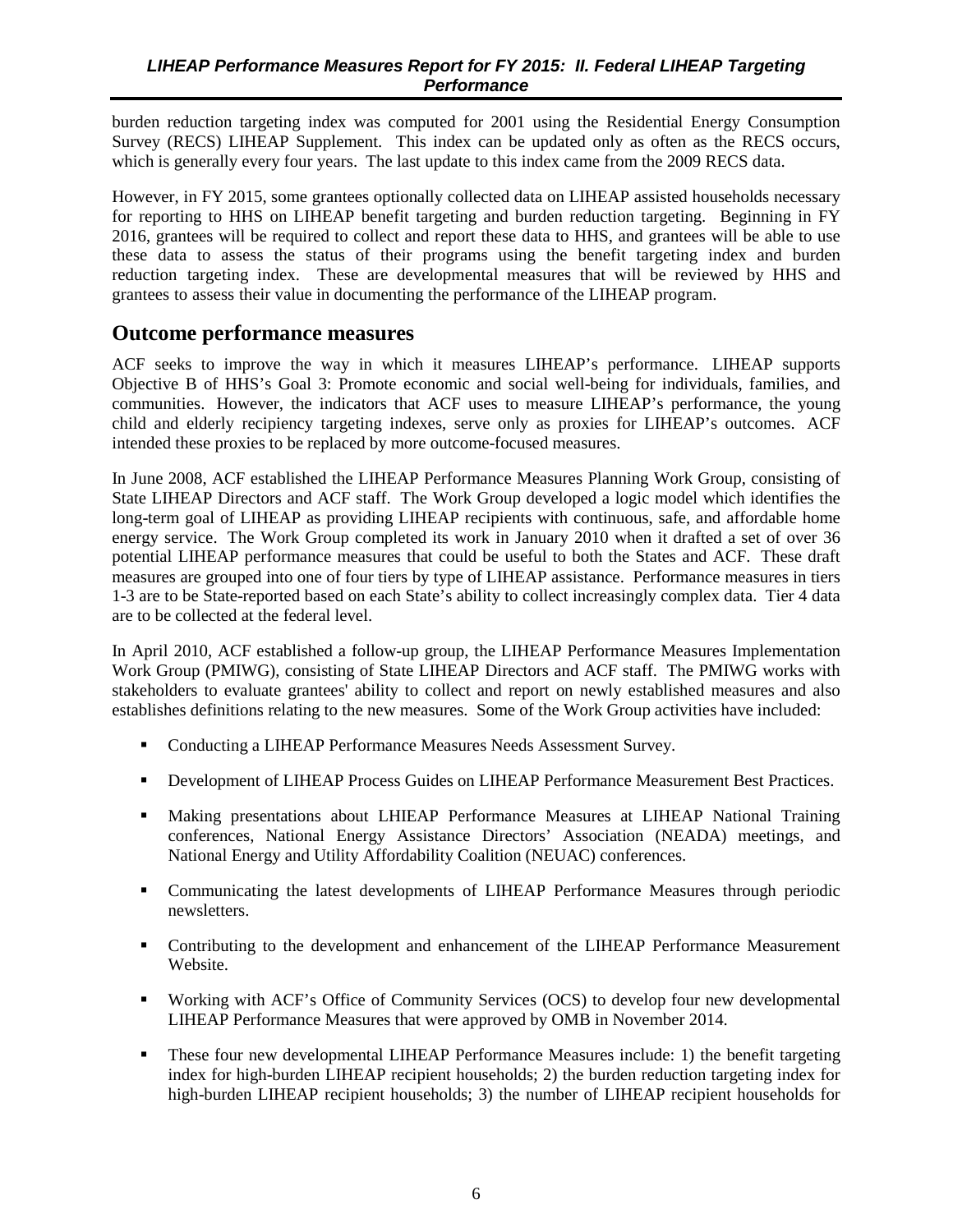burden reduction targeting index was computed for 2001 using the Residential Energy Consumption Survey (RECS) LIHEAP Supplement. This index can be updated only as often as the RECS occurs, which is generally every four years. The last update to this index came from the 2009 RECS data.

However, in FY 2015, some grantees optionally collected data on LIHEAP assisted households necessary for reporting to HHS on LIHEAP benefit targeting and burden reduction targeting. Beginning in FY 2016, grantees will be required to collect and report these data to HHS, and grantees will be able to use these data to assess the status of their programs using the benefit targeting index and burden reduction targeting index. These are developmental measures that will be reviewed by HHS and grantees to assess their value in documenting the performance of the LIHEAP program.

## Outcome performance measures

ACF seeks to improve the way in which it measures LIHEAP's performance. LIHEAP supports Objective B of HHS's Goal 3: Promote economic and social well-being for individuals, families, and communities. However, the indicators that ACF uses to measure LIHEAP's performance, the young child and elderly recipiency targeting indexes, serve only as proxies for LIHEAP's outcomes. ACF intended these proxies to be replaced by more outcome-focused measures.

In June 2008, ACF established the LIHEAP Performance Measures Planning Work Group, consisting of State LIHEAP Directors and ACF staff. The Work Group developed a logic model which identifies the long-term goal of LIHEAP as providing LIHEAP recipients with continuous, safe, and affordable home energy service. The Work Group completed its work in January 2010 when it drafted a set of over 36 potential LIHEAP performance measures that could be useful to both the States and ACF. These draft measures are grouped into one of four tiers by type of LIHEAP assistance. Performance measures in tiers 1-3 are to be State-reported based on each State's ability to collect increasingly complex data. Tier 4 data are to be collected at the federal level.

In April 2010, ACF established a follow-up group, the LIHEAP Performance Measures Implementation Work Group (PMIWG), consisting of State LIHEAP Directors and ACF staff. The PMIWG works with stakeholders to evaluate grantees' ability to collect and report on newly established measures and also establishes definitions relating to the new measures. Some of the Work Group activities have included:

- Conducting a LIHEAP Performance Measures Needs Assessment Survey.
- Development of LIHEAP Process Guides on LIHEAP Performance Measurement Best Practices.
- Making presentations about LHIEAP Performance Measures at LIHEAP National Training conferences, National Energy Assistance Directors' Association (NEADA) meetings, and National Energy and Utility Affordability Coalition (NEUAC) conferences.
- Communicating the latest developments of LIHEAP Performance Measures through periodic newsletters.
- Contributing to the development and enhancement of the LIHEAP Performance Measurement Website.
- Working with ACF's Office of Community Services (OCS) to develop four new developmental LIHEAP Performance Measures that were approved by OMB in November 2014.
- These four new developmental LIHEAP Performance Measures include: 1) the benefit targeting index for high-burden LIHEAP recipient households; 2) the burden reduction targeting index for high-burden LIHEAP recipient households; 3) the number of LIHEAP recipient households for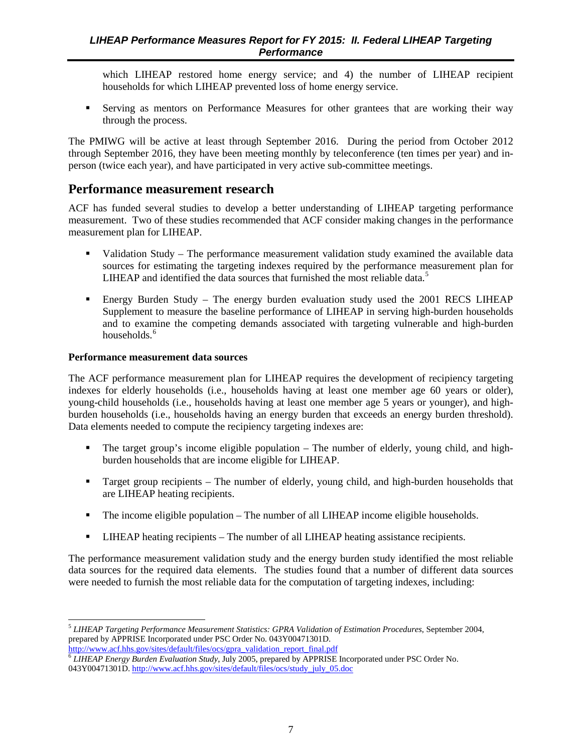which LIHEAP restored home energy service; and 4) the number of LIHEAP recipient households for which LIHEAP prevented loss of home energy service.

- Serving as mentors on Performance Measures for other grantees that are working their way through the process.

The PMIWG will be active at least through September 2016. During the period from October 2012 through September 2016, they have been meeting monthly by teleconference (ten times per year) and in-person (twice each year), and have participated in very active sub-committee meetings.

## Performance measurement research

ACF has funded several studies to develop a better understanding of LIHEAP targeting performance measurement. Two of these studies recommended that ACF consider making changes in the performance measurement plan for LIHEAP.

- Validation Study – The performance measurement validation study examined the available data sources for estimating the targeting indexes required by the performance measurement plan for LIHEAP and identified the data sources that furnished the most reliable data.[5]

- Energy Burden Study – The energy burden evaluation study used the 2001 RECS LIHEAP Supplement to measure the baseline performance of LIHEAP in serving high-burden households and to examine the competing demands associated with targeting vulnerable and high-burden households.[6]

**Performance measurement data sources**

The ACF performance measurement plan for LIHEAP requires the development of recipiency targeting indexes for elderly households (i.e., households having at least one member age 60 years or older), young-child households (i.e., households having at least one member age 5 years or younger), and high-burden households (i.e., households having an energy burden that exceeds an energy burden threshold). Data elements needed to compute the recipiency targeting indexes are:

- The target group's income eligible population – The number of elderly, young child, and high-burden households that are income eligible for LIHEAP.

- Target group recipients – The number of elderly, young child, and high-burden households that are LIHEAP heating recipients.

- The income eligible population – The number of all LIHEAP income eligible households.

- LIHEAP heating recipients – The number of all LIHEAP heating assistance recipients.

The performance measurement validation study and the energy burden study identified the most reliable data sources for the required data elements. The studies found that a number of different data sources were needed to furnish the most reliable data for the computation of targeting indexes, including:

---

[5] *LIHEAP Targeting Performance Measurement Statistics: GPRA Validation of Estimation Procedures*, September 2004, prepared by APPRISE Incorporated under PSC Order No. 043Y00471301D. http://www.acf.hhs.gov/sites/default/files/ocs/gpra_validation_report_final.pdf

[6] *LIHEAP Energy Burden Evaluation Study*, July 2005, prepared by APPRISE Incorporated under PSC Order No. 043Y00471301D. http://www.acf.hhs.gov/sites/default/files/ocs/study_july_05.doc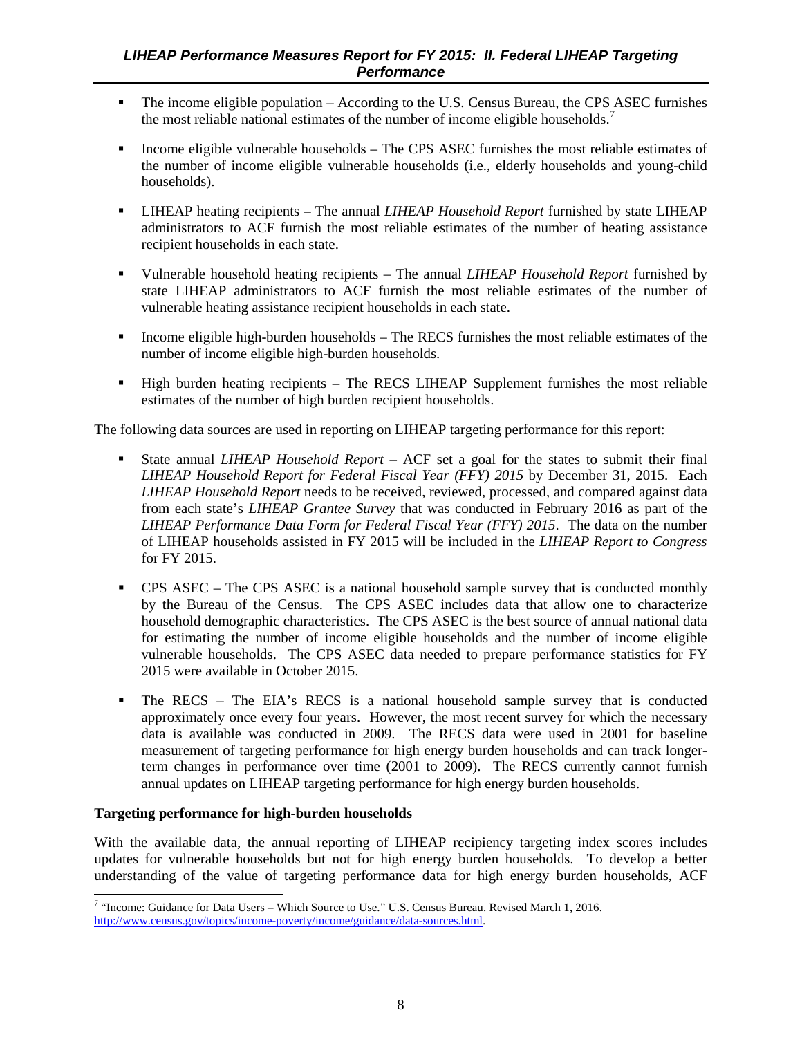- The income eligible population – According to the U.S. Census Bureau, the CPS ASEC furnishes the most reliable national estimates of the number of income eligible households.[7]

- Income eligible vulnerable households – The CPS ASEC furnishes the most reliable estimates of the number of income eligible vulnerable households (i.e., elderly households and young-child households).

- LIHEAP heating recipients – The annual *LIHEAP Household Report* furnished by state LIHEAP administrators to ACF furnish the most reliable estimates of the number of heating assistance recipient households in each state.

- Vulnerable household heating recipients – The annual *LIHEAP Household Report* furnished by state LIHEAP administrators to ACF furnish the most reliable estimates of the number of vulnerable heating assistance recipient households in each state.

- Income eligible high-burden households – The RECS furnishes the most reliable estimates of the number of income eligible high-burden households.

- High burden heating recipients – The RECS LIHEAP Supplement furnishes the most reliable estimates of the number of high burden recipient households.

The following data sources are used in reporting on LIHEAP targeting performance for this report:

- State annual *LIHEAP Household Report* – ACF set a goal for the states to submit their final *LIHEAP Household Report for Federal Fiscal Year (FFY) 2015* by December 31, 2015. Each *LIHEAP Household Report* needs to be received, reviewed, processed, and compared against data from each state's *LIHEAP Grantee Survey* that was conducted in February 2016 as part of the *LIHEAP Performance Data Form for Federal Fiscal Year (FFY) 2015*. The data on the number of LIHEAP households assisted in FY 2015 will be included in the *LIHEAP Report to Congress* for FY 2015.

- CPS ASEC – The CPS ASEC is a national household sample survey that is conducted monthly by the Bureau of the Census. The CPS ASEC includes data that allow one to characterize household demographic characteristics. The CPS ASEC is the best source of annual national data for estimating the number of income eligible households and the number of income eligible vulnerable households. The CPS ASEC data needed to prepare performance statistics for FY 2015 were available in October 2015.

- The RECS – The EIA's RECS is a national household sample survey that is conducted approximately once every four years. However, the most recent survey for which the necessary data is available was conducted in 2009. The RECS data were used in 2001 for baseline measurement of targeting performance for high energy burden households and can track longer-term changes in performance over time (2001 to 2009). The RECS currently cannot furnish annual updates on LIHEAP targeting performance for high energy burden households.

**Targeting performance for high-burden households**

With the available data, the annual reporting of LIHEAP recipiency targeting index scores includes updates for vulnerable households but not for high energy burden households. To develop a better understanding of the value of targeting performance data for high energy burden households, ACF

[7] "Income: Guidance for Data Users – Which Source to Use." U.S. Census Bureau. Revised March 1, 2016. http://www.census.gov/topics/income-poverty/income/guidance/data-sources.html.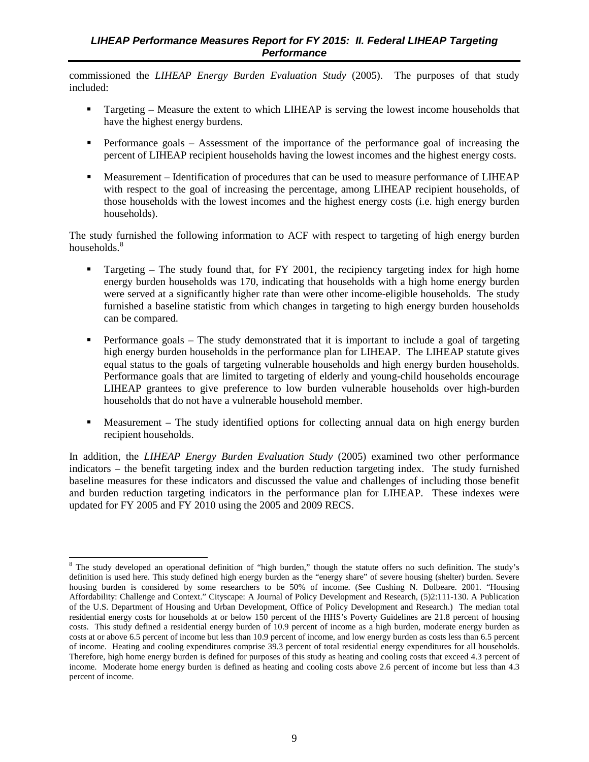commissioned the *LIHEAP Energy Burden Evaluation Study* (2005). The purposes of that study included:

- Targeting – Measure the extent to which LIHEAP is serving the lowest income households that have the highest energy burdens.
- Performance goals – Assessment of the importance of the performance goal of increasing the percent of LIHEAP recipient households having the lowest incomes and the highest energy costs.
- Measurement – Identification of procedures that can be used to measure performance of LIHEAP with respect to the goal of increasing the percentage, among LIHEAP recipient households, of those households with the lowest incomes and the highest energy costs (i.e. high energy burden households).

The study furnished the following information to ACF with respect to targeting of high energy burden households.[8]

- Targeting – The study found that, for FY 2001, the recipiency targeting index for high home energy burden households was 170, indicating that households with a high home energy burden were served at a significantly higher rate than were other income-eligible households. The study furnished a baseline statistic from which changes in targeting to high energy burden households can be compared.
- Performance goals – The study demonstrated that it is important to include a goal of targeting high energy burden households in the performance plan for LIHEAP. The LIHEAP statute gives equal status to the goals of targeting vulnerable households and high energy burden households. Performance goals that are limited to targeting of elderly and young-child households encourage LIHEAP grantees to give preference to low burden vulnerable households over high-burden households that do not have a vulnerable household member.
- Measurement – The study identified options for collecting annual data on high energy burden recipient households.

In addition, the *LIHEAP Energy Burden Evaluation Study* (2005) examined two other performance indicators – the benefit targeting index and the burden reduction targeting index. The study furnished baseline measures for these indicators and discussed the value and challenges of including those benefit and burden reduction targeting indicators in the performance plan for LIHEAP. These indexes were updated for FY 2005 and FY 2010 using the 2005 and 2009 RECS.

---

[8] The study developed an operational definition of "high burden," though the statute offers no such definition. The study's definition is used here. This study defined high energy burden as the "energy share" of severe housing (shelter) burden. Severe housing burden is considered by some researchers to be 50% of income. (See Cushing N. Dolbeare. 2001. "Housing Affordability: Challenge and Context." Cityscape: A Journal of Policy Development and Research, (5)2:111-130. A Publication of the U.S. Department of Housing and Urban Development, Office of Policy Development and Research.) The median total residential energy costs for households at or below 150 percent of the HHS's Poverty Guidelines are 21.8 percent of housing costs. This study defined a residential energy burden of 10.9 percent of income as a high burden, moderate energy burden as costs at or above 6.5 percent of income but less than 10.9 percent of income, and low energy burden as costs less than 6.5 percent of income. Heating and cooling expenditures comprise 39.3 percent of total residential energy expenditures for all households. Therefore, high home energy burden is defined for purposes of this study as heating and cooling costs that exceed 4.3 percent of income. Moderate home energy burden is defined as heating and cooling costs above 2.6 percent of income but less than 4.3 percent of income.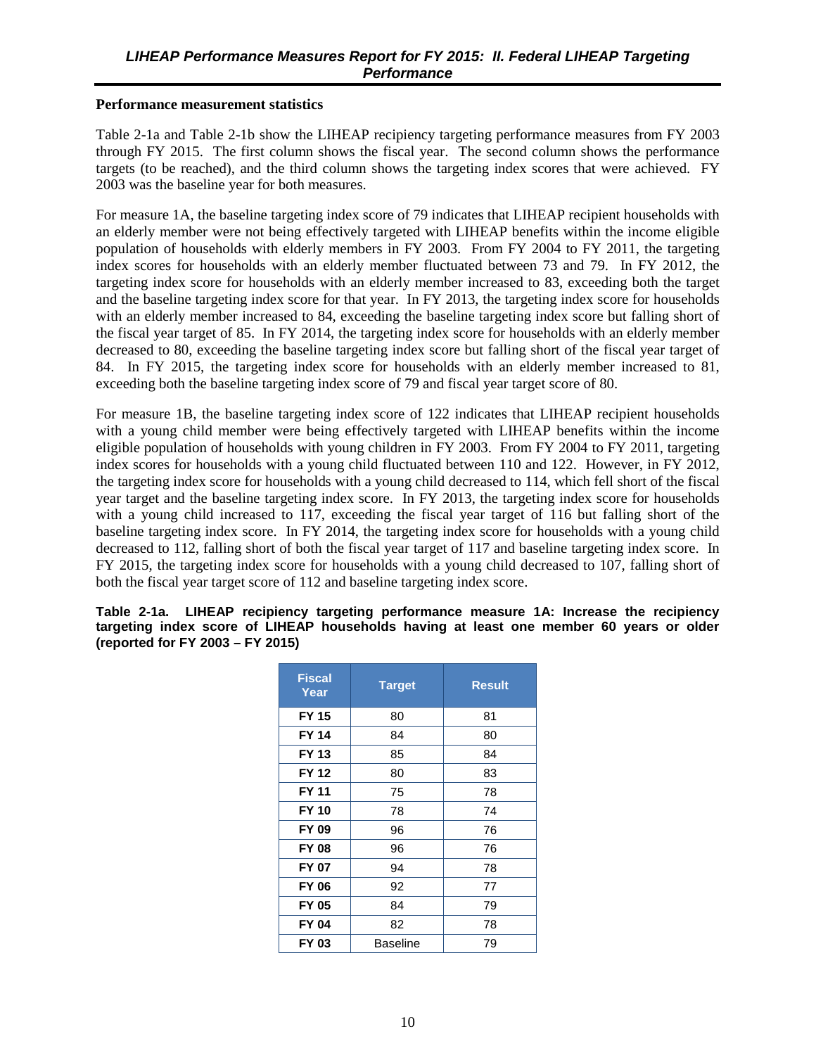### Performance measurement statistics

Table 2-1a and Table 2-1b show the LIHEAP recipiency targeting performance measures from FY 2003 through FY 2015. The first column shows the fiscal year. The second column shows the performance targets (to be reached), and the third column shows the targeting index scores that were achieved. FY 2003 was the baseline year for both measures.

For measure 1A, the baseline targeting index score of 79 indicates that LIHEAP recipient households with an elderly member were not being effectively targeted with LIHEAP benefits within the income eligible population of households with elderly members in FY 2003. From FY 2004 to FY 2011, the targeting index scores for households with an elderly member fluctuated between 73 and 79. In FY 2012, the targeting index score for households with an elderly member increased to 83, exceeding both the target and the baseline targeting index score for that year. In FY 2013, the targeting index score for households with an elderly member increased to 84, exceeding the baseline targeting index score but falling short of the fiscal year target of 85. In FY 2014, the targeting index score for households with an elderly member decreased to 80, exceeding the baseline targeting index score but falling short of the fiscal year target of 84. In FY 2015, the targeting index score for households with an elderly member increased to 81, exceeding both the baseline targeting index score of 79 and fiscal year target score of 80.

For measure 1B, the baseline targeting index score of 122 indicates that LIHEAP recipient households with a young child member were being effectively targeted with LIHEAP benefits within the income eligible population of households with young children in FY 2003. From FY 2004 to FY 2011, targeting index scores for households with a young child fluctuated between 110 and 122. However, in FY 2012, the targeting index score for households with a young child decreased to 114, which fell short of the fiscal year target and the baseline targeting index score. In FY 2013, the targeting index score for households with a young child increased to 117, exceeding the fiscal year target of 116 but falling short of the baseline targeting index score. In FY 2014, the targeting index score for households with a young child decreased to 112, falling short of both the fiscal year target of 117 and baseline targeting index score. In FY 2015, the targeting index score for households with a young child decreased to 107, falling short of both the fiscal year target score of 112 and baseline targeting index score.

**Table 2-1a. LIHEAP recipiency targeting performance measure 1A: Increase the recipiency targeting index score of LIHEAP households having at least one member 60 years or older (reported for FY 2003 – FY 2015)**

| Fiscal Year | Target | Result |
|---|---|---|
| **FY 15** | 80 | 81 |
| **FY 14** | 84 | 80 |
| **FY 13** | 85 | 84 |
| **FY 12** | 80 | 83 |
| **FY 11** | 75 | 78 |
| **FY 10** | 78 | 74 |
| **FY 09** | 96 | 76 |
| **FY 08** | 96 | 76 |
| **FY 07** | 94 | 78 |
| **FY 06** | 92 | 77 |
| **FY 05** | 84 | 79 |
| **FY 04** | 82 | 78 |
| **FY 03** | Baseline | 79 |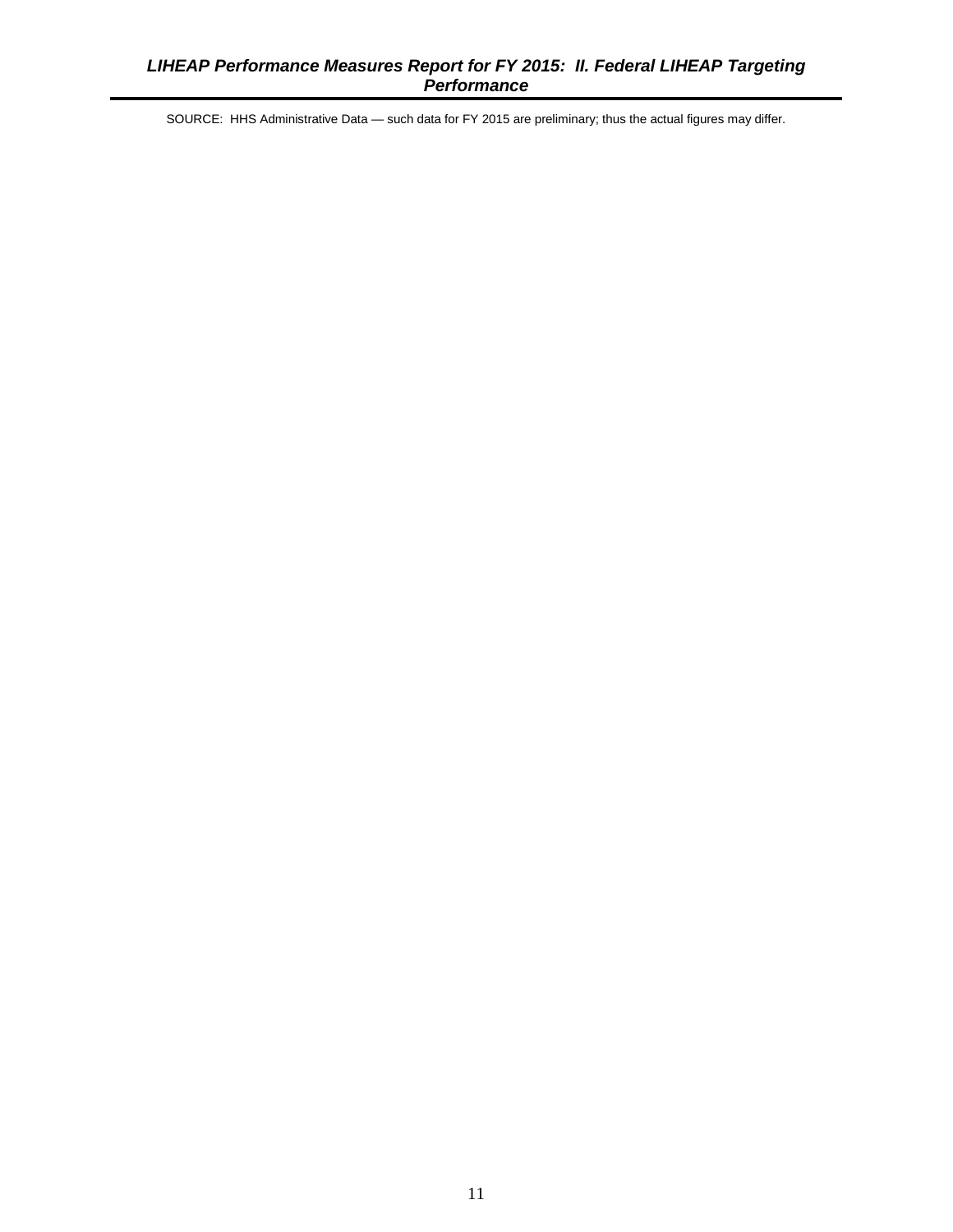SOURCE: HHS Administrative Data — such data for FY 2015 are preliminary; thus the actual figures may differ.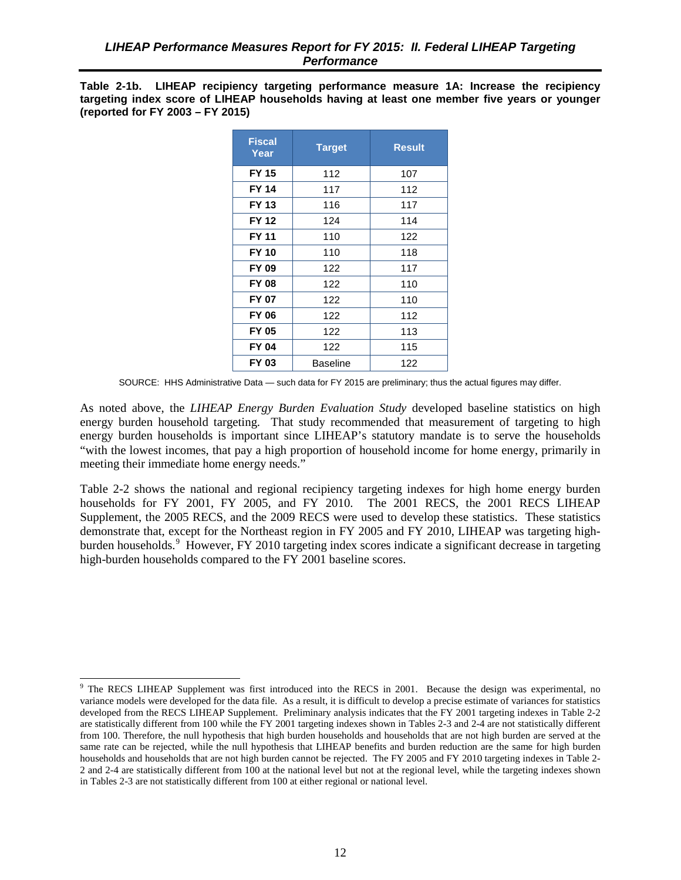**Table 2-1b. LIHEAP recipiency targeting performance measure 1A: Increase the recipiency targeting index score of LIHEAP households having at least one member five years or younger (reported for FY 2003 – FY 2015)**

| Fiscal Year | Target | Result |
|---|---|---|
| **FY 15** | 112 | 107 |
| **FY 14** | 117 | 112 |
| **FY 13** | 116 | 117 |
| **FY 12** | 124 | 114 |
| **FY 11** | 110 | 122 |
| **FY 10** | 110 | 118 |
| **FY 09** | 122 | 117 |
| **FY 08** | 122 | 110 |
| **FY 07** | 122 | 110 |
| **FY 06** | 122 | 112 |
| **FY 05** | 122 | 113 |
| **FY 04** | 122 | 115 |
| **FY 03** | Baseline | 122 |

SOURCE: HHS Administrative Data — such data for FY 2015 are preliminary; thus the actual figures may differ.

As noted above, the *LIHEAP Energy Burden Evaluation Study* developed baseline statistics on high energy burden household targeting. That study recommended that measurement of targeting to high energy burden households is important since LIHEAP's statutory mandate is to serve the households "with the lowest incomes, that pay a high proportion of household income for home energy, primarily in meeting their immediate home energy needs."

Table 2-2 shows the national and regional recipiency targeting indexes for high home energy burden households for FY 2001, FY 2005, and FY 2010. The 2001 RECS, the 2001 RECS LIHEAP Supplement, the 2005 RECS, and the 2009 RECS were used to develop these statistics. These statistics demonstrate that, except for the Northeast region in FY 2005 and FY 2010, LIHEAP was targeting high-burden households.[9] However, FY 2010 targeting index scores indicate a significant decrease in targeting high-burden households compared to the FY 2001 baseline scores.

[9] The RECS LIHEAP Supplement was first introduced into the RECS in 2001. Because the design was experimental, no variance models were developed for the data file. As a result, it is difficult to develop a precise estimate of variances for statistics developed from the RECS LIHEAP Supplement. Preliminary analysis indicates that the FY 2001 targeting indexes in Table 2-2 are statistically different from 100 while the FY 2001 targeting indexes shown in Tables 2-3 and 2-4 are not statistically different from 100. Therefore, the null hypothesis that high burden households and households that are not high burden are served at the same rate can be rejected, while the null hypothesis that LIHEAP benefits and burden reduction are the same for high burden households and households that are not high burden cannot be rejected. The FY 2005 and FY 2010 targeting indexes in Table 2-2 and 2-4 are statistically different from 100 at the national level but not at the regional level, while the targeting indexes shown in Tables 2-3 are not statistically different from 100 at either regional or national level.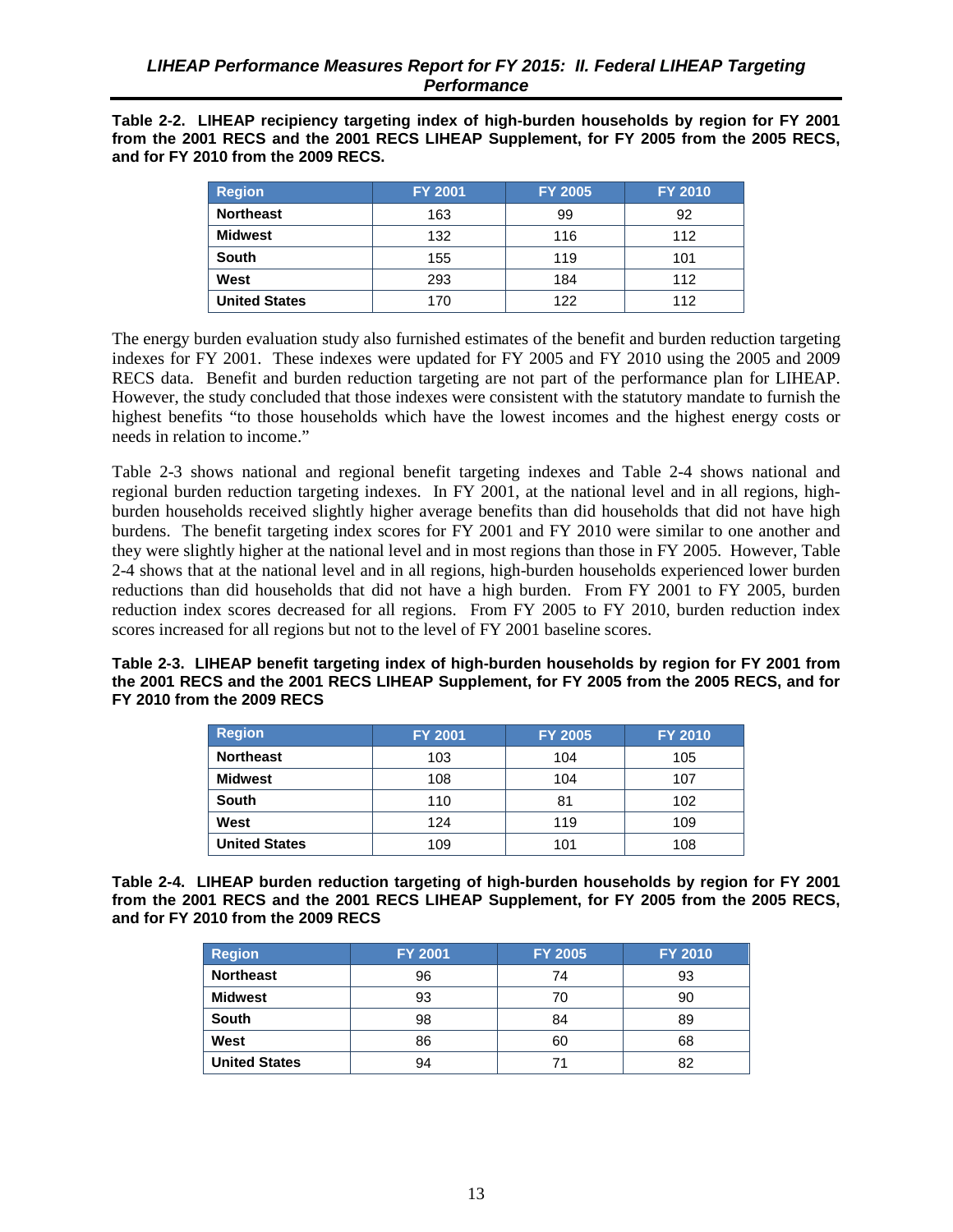**Table 2-2. LIHEAP recipiency targeting index of high-burden households by region for FY 2001 from the 2001 RECS and the 2001 RECS LIHEAP Supplement, for FY 2005 from the 2005 RECS, and for FY 2010 from the 2009 RECS.**

| Region | FY 2001 | FY 2005 | FY 2010 |
|---|---|---|---|
| **Northeast** | 163 | 99 | 92 |
| **Midwest** | 132 | 116 | 112 |
| **South** | 155 | 119 | 101 |
| **West** | 293 | 184 | 112 |
| **United States** | 170 | 122 | 112 |

The energy burden evaluation study also furnished estimates of the benefit and burden reduction targeting indexes for FY 2001. These indexes were updated for FY 2005 and FY 2010 using the 2005 and 2009 RECS data. Benefit and burden reduction targeting are not part of the performance plan for LIHEAP. However, the study concluded that those indexes were consistent with the statutory mandate to furnish the highest benefits "to those households which have the lowest incomes and the highest energy costs or needs in relation to income."

Table 2-3 shows national and regional benefit targeting indexes and Table 2-4 shows national and regional burden reduction targeting indexes. In FY 2001, at the national level and in all regions, high-burden households received slightly higher average benefits than did households that did not have high burdens. The benefit targeting index scores for FY 2001 and FY 2010 were similar to one another and they were slightly higher at the national level and in most regions than those in FY 2005. However, Table 2-4 shows that at the national level and in all regions, high-burden households experienced lower burden reductions than did households that did not have a high burden. From FY 2001 to FY 2005, burden reduction index scores decreased for all regions. From FY 2005 to FY 2010, burden reduction index scores increased for all regions but not to the level of FY 2001 baseline scores.

**Table 2-3. LIHEAP benefit targeting index of high-burden households by region for FY 2001 from the 2001 RECS and the 2001 RECS LIHEAP Supplement, for FY 2005 from the 2005 RECS, and for FY 2010 from the 2009 RECS**

| Region | FY 2001 | FY 2005 | FY 2010 |
|---|---|---|---|
| **Northeast** | 103 | 104 | 105 |
| **Midwest** | 108 | 104 | 107 |
| **South** | 110 | 81 | 102 |
| **West** | 124 | 119 | 109 |
| **United States** | 109 | 101 | 108 |

**Table 2-4. LIHEAP burden reduction targeting of high-burden households by region for FY 2001 from the 2001 RECS and the 2001 RECS LIHEAP Supplement, for FY 2005 from the 2005 RECS, and for FY 2010 from the 2009 RECS**

| Region | FY 2001 | FY 2005 | FY 2010 |
|---|---|---|---|
| **Northeast** | 96 | 74 | 93 |
| **Midwest** | 93 | 70 | 90 |
| **South** | 98 | 84 | 89 |
| **West** | 86 | 60 | 68 |
| **United States** | 94 | 71 | 82 |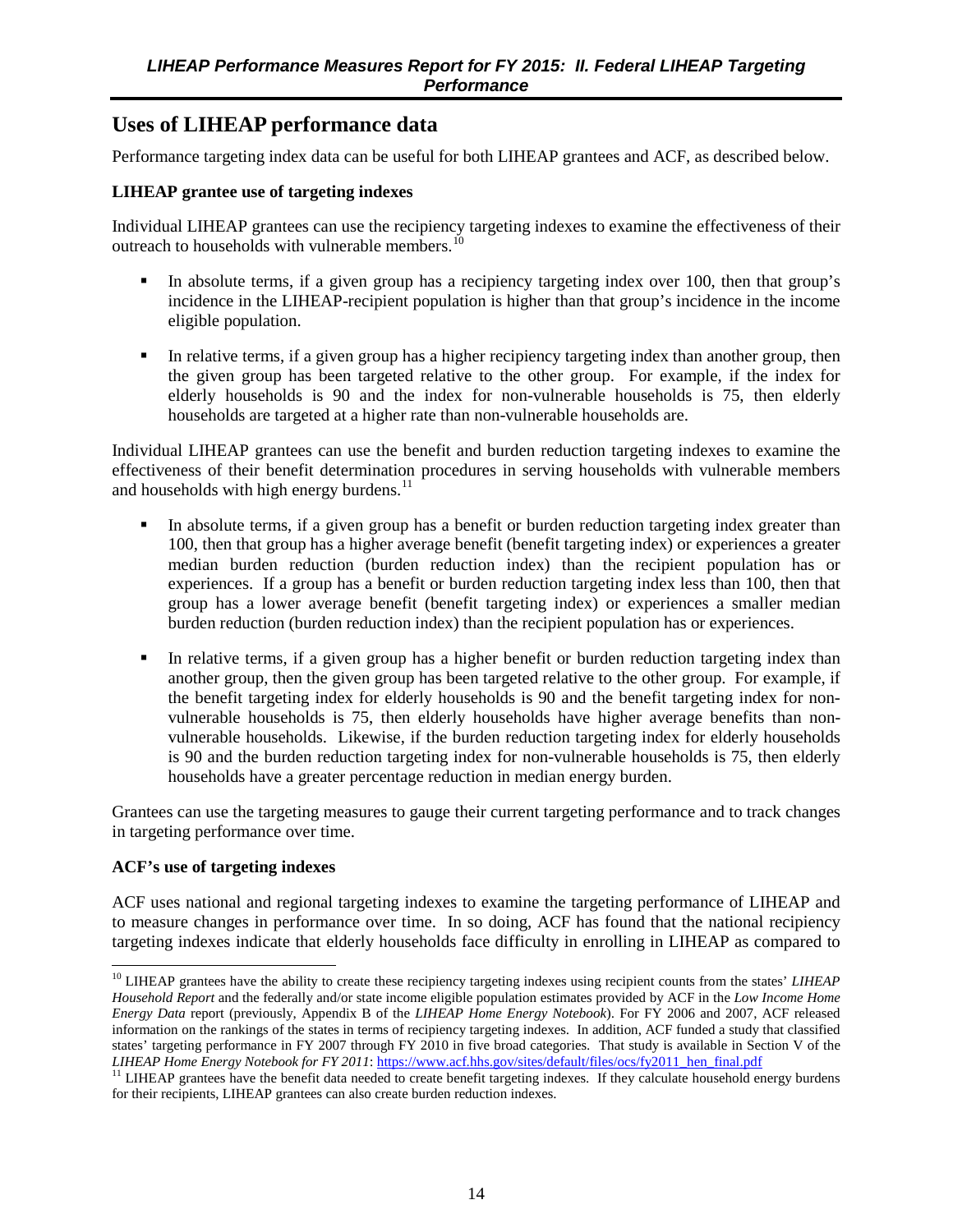## Uses of LIHEAP performance data

Performance targeting index data can be useful for both LIHEAP grantees and ACF, as described below.

### LIHEAP grantee use of targeting indexes

Individual LIHEAP grantees can use the recipiency targeting indexes to examine the effectiveness of their outreach to households with vulnerable members.[10]

- In absolute terms, if a given group has a recipiency targeting index over 100, then that group's incidence in the LIHEAP-recipient population is higher than that group's incidence in the income eligible population.
- In relative terms, if a given group has a higher recipiency targeting index than another group, then the given group has been targeted relative to the other group. For example, if the index for elderly households is 90 and the index for non-vulnerable households is 75, then elderly households are targeted at a higher rate than non-vulnerable households are.

Individual LIHEAP grantees can use the benefit and burden reduction targeting indexes to examine the effectiveness of their benefit determination procedures in serving households with vulnerable members and households with high energy burdens.[11]

- In absolute terms, if a given group has a benefit or burden reduction targeting index greater than 100, then that group has a higher average benefit (benefit targeting index) or experiences a greater median burden reduction (burden reduction index) than the recipient population has or experiences. If a group has a benefit or burden reduction targeting index less than 100, then that group has a lower average benefit (benefit targeting index) or experiences a smaller median burden reduction (burden reduction index) than the recipient population has or experiences.
- In relative terms, if a given group has a higher benefit or burden reduction targeting index than another group, then the given group has been targeted relative to the other group. For example, if the benefit targeting index for elderly households is 90 and the benefit targeting index for non-vulnerable households is 75, then elderly households have higher average benefits than non-vulnerable households. Likewise, if the burden reduction targeting index for elderly households is 90 and the burden reduction targeting index for non-vulnerable households is 75, then elderly households have a greater percentage reduction in median energy burden.

Grantees can use the targeting measures to gauge their current targeting performance and to track changes in targeting performance over time.

### ACF's use of targeting indexes

ACF uses national and regional targeting indexes to examine the targeting performance of LIHEAP and to measure changes in performance over time. In so doing, ACF has found that the national recipiency targeting indexes indicate that elderly households face difficulty in enrolling in LIHEAP as compared to

---

[10] LIHEAP grantees have the ability to create these recipiency targeting indexes using recipient counts from the states' *LIHEAP Household Report* and the federally and/or state income eligible population estimates provided by ACF in the *Low Income Home Energy Data* report (previously, Appendix B of the *LIHEAP Home Energy Notebook*). For FY 2006 and 2007, ACF released information on the rankings of the states in terms of recipiency targeting indexes. In addition, ACF funded a study that classified states' targeting performance in FY 2007 through FY 2010 in five broad categories. That study is available in Section V of the *LIHEAP Home Energy Notebook for FY 2011*: https://www.acf.hhs.gov/sites/default/files/ocs/fy2011_hen_final.pdf

[11] LIHEAP grantees have the benefit data needed to create benefit targeting indexes. If they calculate household energy burdens for their recipients, LIHEAP grantees can also create burden reduction indexes.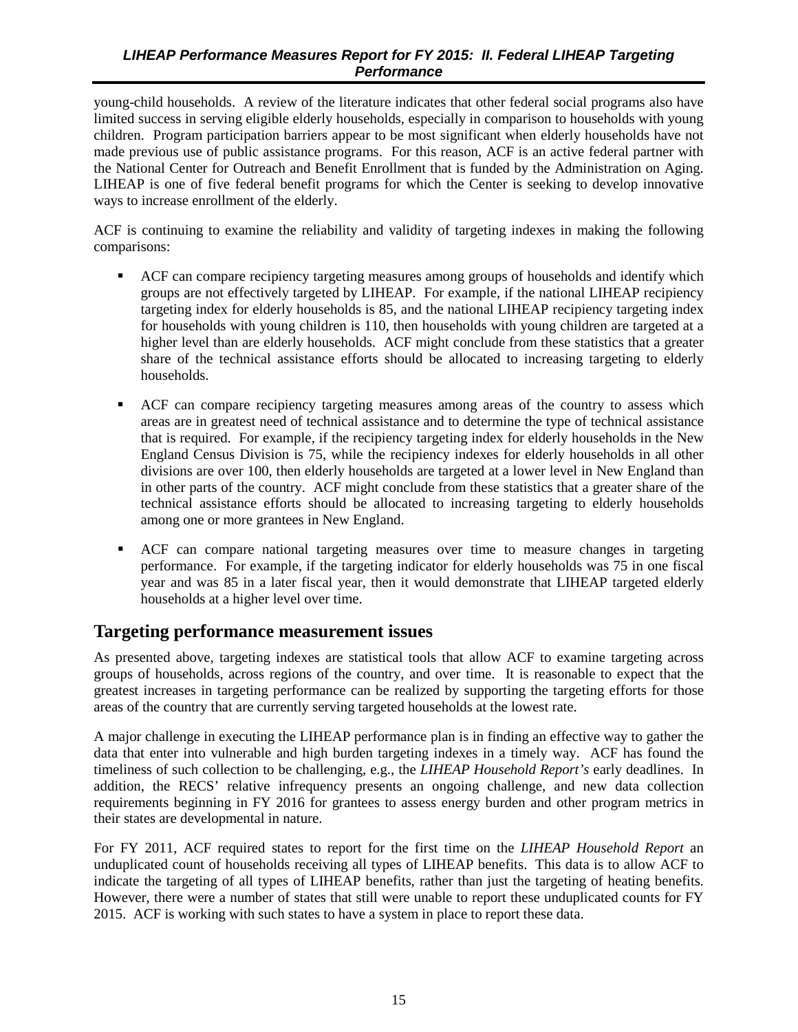young-child households. A review of the literature indicates that other federal social programs also have limited success in serving eligible elderly households, especially in comparison to households with young children. Program participation barriers appear to be most significant when elderly households have not made previous use of public assistance programs. For this reason, ACF is an active federal partner with the National Center for Outreach and Benefit Enrollment that is funded by the Administration on Aging. LIHEAP is one of five federal benefit programs for which the Center is seeking to develop innovative ways to increase enrollment of the elderly.

ACF is continuing to examine the reliability and validity of targeting indexes in making the following comparisons:

- ACF can compare recipiency targeting measures among groups of households and identify which groups are not effectively targeted by LIHEAP. For example, if the national LIHEAP recipiency targeting index for elderly households is 85, and the national LIHEAP recipiency targeting index for households with young children is 110, then households with young children are targeted at a higher level than are elderly households. ACF might conclude from these statistics that a greater share of the technical assistance efforts should be allocated to increasing targeting to elderly households.

- ACF can compare recipiency targeting measures among areas of the country to assess which areas are in greatest need of technical assistance and to determine the type of technical assistance that is required. For example, if the recipiency targeting index for elderly households in the New England Census Division is 75, while the recipiency indexes for elderly households in all other divisions are over 100, then elderly households are targeted at a lower level in New England than in other parts of the country. ACF might conclude from these statistics that a greater share of the technical assistance efforts should be allocated to increasing targeting to elderly households among one or more grantees in New England.

- ACF can compare national targeting measures over time to measure changes in targeting performance. For example, if the targeting indicator for elderly households was 75 in one fiscal year and was 85 in a later fiscal year, then it would demonstrate that LIHEAP targeted elderly households at a higher level over time.

## Targeting performance measurement issues

As presented above, targeting indexes are statistical tools that allow ACF to examine targeting across groups of households, across regions of the country, and over time. It is reasonable to expect that the greatest increases in targeting performance can be realized by supporting the targeting efforts for those areas of the country that are currently serving targeted households at the lowest rate.

A major challenge in executing the LIHEAP performance plan is in finding an effective way to gather the data that enter into vulnerable and high burden targeting indexes in a timely way. ACF has found the timeliness of such collection to be challenging, e.g., the *LIHEAP Household Report's* early deadlines. In addition, the RECS' relative infrequency presents an ongoing challenge, and new data collection requirements beginning in FY 2016 for grantees to assess energy burden and other program metrics in their states are developmental in nature.

For FY 2011, ACF required states to report for the first time on the *LIHEAP Household Report* an unduplicated count of households receiving all types of LIHEAP benefits. This data is to allow ACF to indicate the targeting of all types of LIHEAP benefits, rather than just the targeting of heating benefits. However, there were a number of states that still were unable to report these unduplicated counts for FY 2015. ACF is working with such states to have a system in place to report these data.